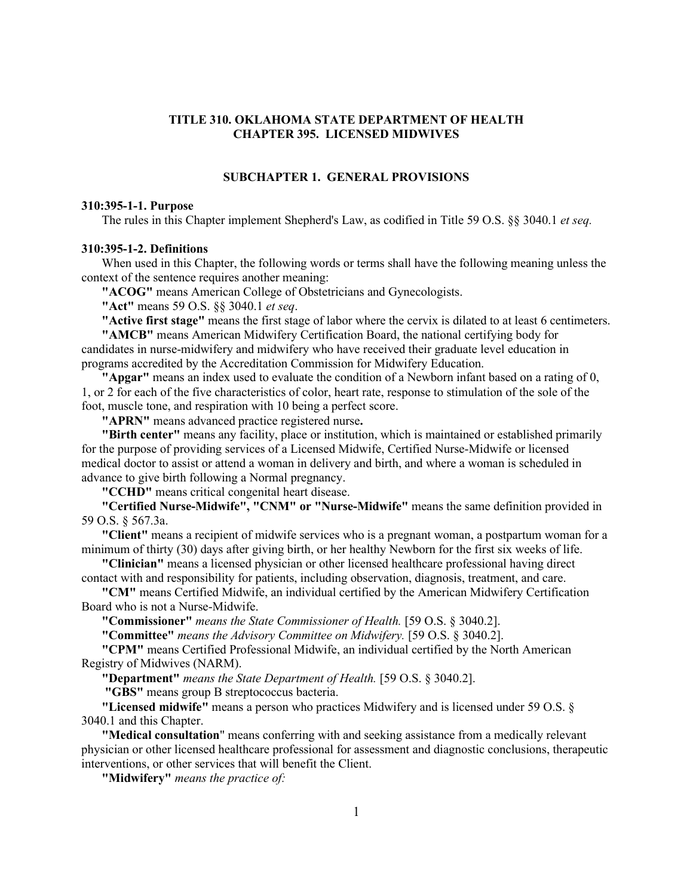# TITLE 310. OKLAHOMA STATE DEPARTMENT OF HEALTH
# CHAPTER 395. LICENSED MIDWIVES

## SUBCHAPTER 1. GENERAL PROVISIONS

### 310:395-1-1. Purpose

The rules in this Chapter implement Shepherd's Law, as codified in Title 59 O.S. §§ 3040.1 *et seq.*

### 310:395-1-2. Definitions

When used in this Chapter, the following words or terms shall have the following meaning unless the context of the sentence requires another meaning:

**"ACOG"** means American College of Obstetricians and Gynecologists.

**"Act"** means 59 O.S. §§ 3040.1 *et seq*.

**"Active first stage"** means the first stage of labor where the cervix is dilated to at least 6 centimeters.

**"AMCB"** means American Midwifery Certification Board, the national certifying body for candidates in nurse-midwifery and midwifery who have received their graduate level education in programs accredited by the Accreditation Commission for Midwifery Education.

**"Apgar"** means an index used to evaluate the condition of a Newborn infant based on a rating of 0, 1, or 2 for each of the five characteristics of color, heart rate, response to stimulation of the sole of the foot, muscle tone, and respiration with 10 being a perfect score.

**"APRN"** means advanced practice registered nurse**.**

**"Birth center"** means any facility, place or institution, which is maintained or established primarily for the purpose of providing services of a Licensed Midwife, Certified Nurse-Midwife or licensed medical doctor to assist or attend a woman in delivery and birth, and where a woman is scheduled in advance to give birth following a Normal pregnancy.

**"CCHD"** means critical congenital heart disease.

**"Certified Nurse-Midwife", "CNM" or "Nurse-Midwife"** means the same definition provided in 59 O.S. § 567.3a.

**"Client"** means a recipient of midwife services who is a pregnant woman, a postpartum woman for a minimum of thirty (30) days after giving birth, or her healthy Newborn for the first six weeks of life.

**"Clinician"** means a licensed physician or other licensed healthcare professional having direct contact with and responsibility for patients, including observation, diagnosis, treatment, and care.

**"CM"** means Certified Midwife, an individual certified by the American Midwifery Certification Board who is not a Nurse-Midwife.

**"Commissioner"** *means the State Commissioner of Health.* [59 O.S. § 3040.2].

**"Committee"** *means the Advisory Committee on Midwifery.* [59 O.S. § 3040.2].

**"CPM"** means Certified Professional Midwife, an individual certified by the North American Registry of Midwives (NARM).

**"Department"** *means the State Department of Health.* [59 O.S. § 3040.2].

**"GBS"** means group B streptococcus bacteria.

**"Licensed midwife"** means a person who practices Midwifery and is licensed under 59 O.S. § 3040.1 and this Chapter.

**"Medical consultation"** means conferring with and seeking assistance from a medically relevant physician or other licensed healthcare professional for assessment and diagnostic conclusions, therapeutic interventions, or other services that will benefit the Client.

**"Midwifery"** *means the practice of:*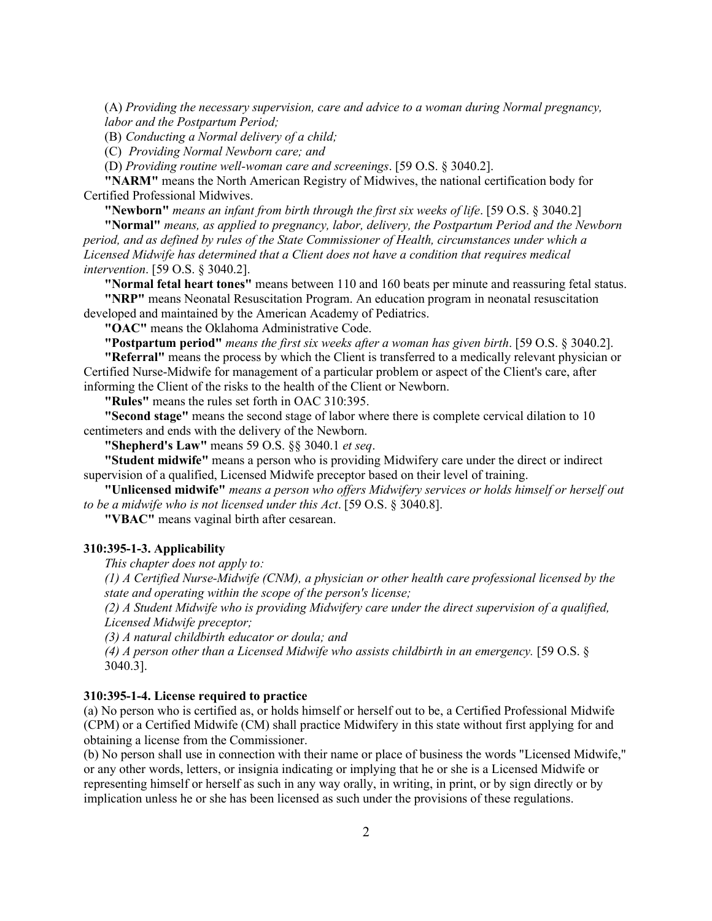(A) *Providing the necessary supervision, care and advice to a woman during Normal pregnancy, labor and the Postpartum Period;*

(B) *Conducting a Normal delivery of a child;*

(C) *Providing Normal Newborn care; and*

(D) *Providing routine well-woman care and screenings*. [59 O.S. § 3040.2].

**"NARM"** means the North American Registry of Midwives, the national certification body for Certified Professional Midwives.

**"Newborn"** *means an infant from birth through the first six weeks of life*. [59 O.S. § 3040.2]

**"Normal"** *means, as applied to pregnancy, labor, delivery, the Postpartum Period and the Newborn period, and as defined by rules of the State Commissioner of Health, circumstances under which a Licensed Midwife has determined that a Client does not have a condition that requires medical intervention*. [59 O.S. § 3040.2].

**"Normal fetal heart tones"** means between 110 and 160 beats per minute and reassuring fetal status.

**"NRP"** means Neonatal Resuscitation Program. An education program in neonatal resuscitation developed and maintained by the American Academy of Pediatrics.

**"OAC"** means the Oklahoma Administrative Code.

**"Postpartum period"** *means the first six weeks after a woman has given birth*. [59 O.S. § 3040.2].

**"Referral"** means the process by which the Client is transferred to a medically relevant physician or Certified Nurse-Midwife for management of a particular problem or aspect of the Client's care, after informing the Client of the risks to the health of the Client or Newborn.

**"Rules"** means the rules set forth in OAC 310:395.

**"Second stage"** means the second stage of labor where there is complete cervical dilation to 10 centimeters and ends with the delivery of the Newborn.

**"Shepherd's Law"** means 59 O.S. §§ 3040.1 *et seq*.

**"Student midwife"** means a person who is providing Midwifery care under the direct or indirect supervision of a qualified, Licensed Midwife preceptor based on their level of training.

**"Unlicensed midwife"** *means a person who offers Midwifery services or holds himself or herself out to be a midwife who is not licensed under this Act*. [59 O.S. § 3040.8].

**"VBAC"** means vaginal birth after cesarean.

**310:395-1-3. Applicability**

*This chapter does not apply to:*

*(1) A Certified Nurse-Midwife (CNM), a physician or other health care professional licensed by the state and operating within the scope of the person's license;*

*(2) A Student Midwife who is providing Midwifery care under the direct supervision of a qualified, Licensed Midwife preceptor;*

*(3) A natural childbirth educator or doula; and*

*(4) A person other than a Licensed Midwife who assists childbirth in an emergency.* [59 O.S. § 3040.3].

**310:395-1-4. License required to practice**

(a) No person who is certified as, or holds himself or herself out to be, a Certified Professional Midwife (CPM) or a Certified Midwife (CM) shall practice Midwifery in this state without first applying for and obtaining a license from the Commissioner.

(b) No person shall use in connection with their name or place of business the words "Licensed Midwife," or any other words, letters, or insignia indicating or implying that he or she is a Licensed Midwife or representing himself or herself as such in any way orally, in writing, in print, or by sign directly or by implication unless he or she has been licensed as such under the provisions of these regulations.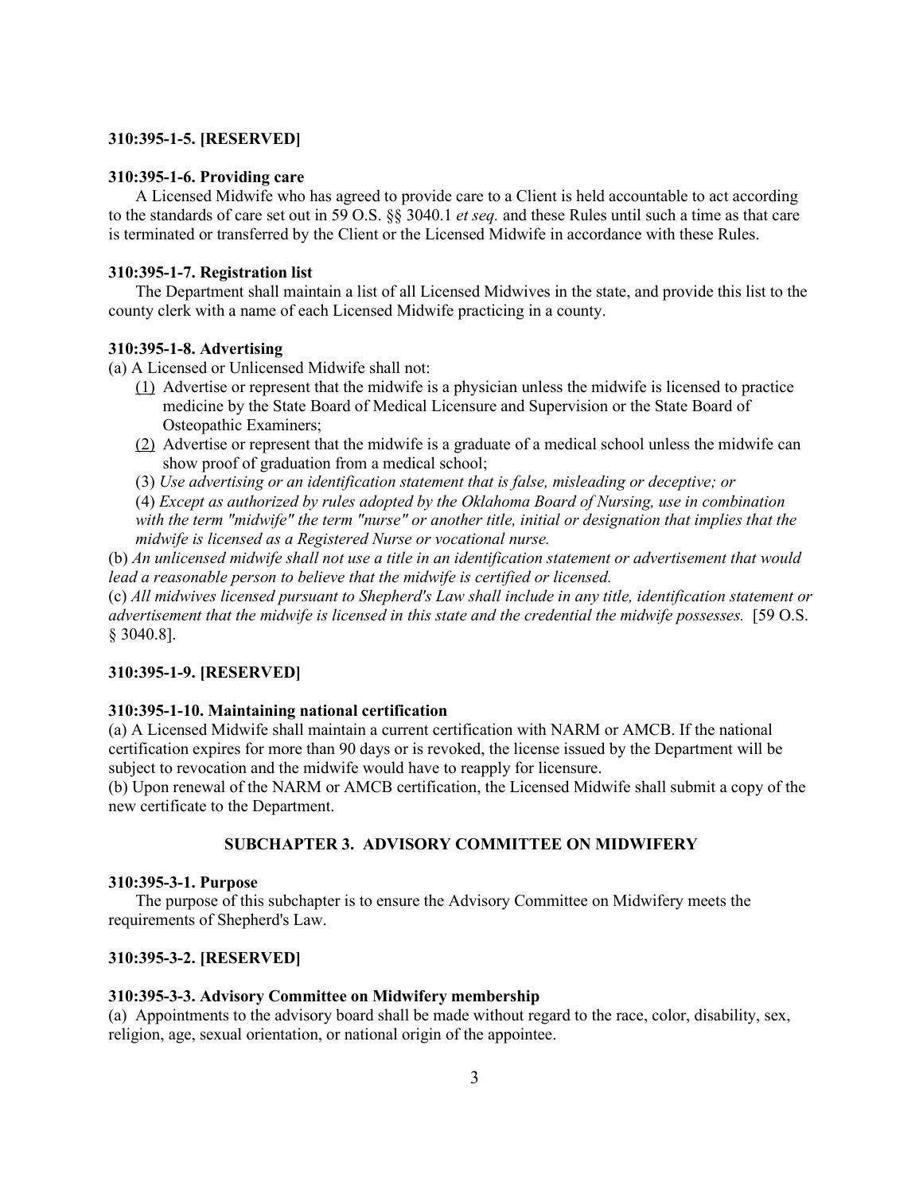**310:395-1-5. [RESERVED]**

**310:395-1-6. Providing care**

A Licensed Midwife who has agreed to provide care to a Client is held accountable to act according to the standards of care set out in 59 O.S. §§ 3040.1 *et seq.* and these Rules until such a time as that care is terminated or transferred by the Client or the Licensed Midwife in accordance with these Rules.

**310:395-1-7. Registration list**

The Department shall maintain a list of all Licensed Midwives in the state, and provide this list to the county clerk with a name of each Licensed Midwife practicing in a county.

**310:395-1-8. Advertising**

(a) A Licensed or Unlicensed Midwife shall not:

(1) Advertise or represent that the midwife is a physician unless the midwife is licensed to practice medicine by the State Board of Medical Licensure and Supervision or the State Board of Osteopathic Examiners;

(2) Advertise or represent that the midwife is a graduate of a medical school unless the midwife can show proof of graduation from a medical school;

(3) *Use advertising or an identification statement that is false, misleading or deceptive; or*

(4) *Except as authorized by rules adopted by the Oklahoma Board of Nursing, use in combination with the term "midwife" the term "nurse" or another title, initial or designation that implies that the midwife is licensed as a Registered Nurse or vocational nurse.*

(b) *An unlicensed midwife shall not use a title in an identification statement or advertisement that would lead a reasonable person to believe that the midwife is certified or licensed.*

(c) *All midwives licensed pursuant to Shepherd's Law shall include in any title, identification statement or advertisement that the midwife is licensed in this state and the credential the midwife possesses.* [59 O.S. § 3040.8].

**310:395-1-9. [RESERVED]**

**310:395-1-10. Maintaining national certification**

(a) A Licensed Midwife shall maintain a current certification with NARM or AMCB. If the national certification expires for more than 90 days or is revoked, the license issued by the Department will be subject to revocation and the midwife would have to reapply for licensure.

(b) Upon renewal of the NARM or AMCB certification, the Licensed Midwife shall submit a copy of the new certificate to the Department.

## SUBCHAPTER 3. ADVISORY COMMITTEE ON MIDWIFERY

**310:395-3-1. Purpose**

The purpose of this subchapter is to ensure the Advisory Committee on Midwifery meets the requirements of Shepherd's Law.

**310:395-3-2. [RESERVED]**

**310:395-3-3. Advisory Committee on Midwifery membership**

(a) Appointments to the advisory board shall be made without regard to the race, color, disability, sex, religion, age, sexual orientation, or national origin of the appointee.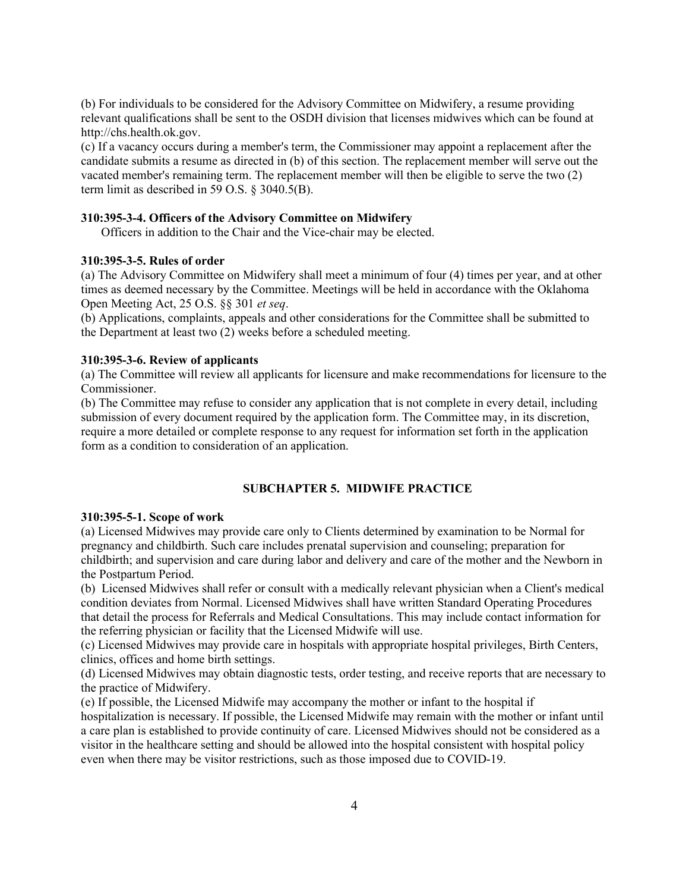(b) For individuals to be considered for the Advisory Committee on Midwifery, a resume providing relevant qualifications shall be sent to the OSDH division that licenses midwives which can be found at http://chs.health.ok.gov.

(c) If a vacancy occurs during a member's term, the Commissioner may appoint a replacement after the candidate submits a resume as directed in (b) of this section. The replacement member will serve out the vacated member's remaining term. The replacement member will then be eligible to serve the two (2) term limit as described in 59 O.S. § 3040.5(B).

**310:395-3-4. Officers of the Advisory Committee on Midwifery**

Officers in addition to the Chair and the Vice-chair may be elected.

**310:395-3-5. Rules of order**

(a) The Advisory Committee on Midwifery shall meet a minimum of four (4) times per year, and at other times as deemed necessary by the Committee. Meetings will be held in accordance with the Oklahoma Open Meeting Act, 25 O.S. §§ 301 *et seq*.

(b) Applications, complaints, appeals and other considerations for the Committee shall be submitted to the Department at least two (2) weeks before a scheduled meeting.

**310:395-3-6. Review of applicants**

(a) The Committee will review all applicants for licensure and make recommendations for licensure to the Commissioner.

(b) The Committee may refuse to consider any application that is not complete in every detail, including submission of every document required by the application form. The Committee may, in its discretion, require a more detailed or complete response to any request for information set forth in the application form as a condition to consideration of an application.

## SUBCHAPTER 5. MIDWIFE PRACTICE

**310:395-5-1. Scope of work**

(a) Licensed Midwives may provide care only to Clients determined by examination to be Normal for pregnancy and childbirth. Such care includes prenatal supervision and counseling; preparation for childbirth; and supervision and care during labor and delivery and care of the mother and the Newborn in the Postpartum Period.

(b) Licensed Midwives shall refer or consult with a medically relevant physician when a Client's medical condition deviates from Normal. Licensed Midwives shall have written Standard Operating Procedures that detail the process for Referrals and Medical Consultations. This may include contact information for the referring physician or facility that the Licensed Midwife will use.

(c) Licensed Midwives may provide care in hospitals with appropriate hospital privileges, Birth Centers, clinics, offices and home birth settings.

(d) Licensed Midwives may obtain diagnostic tests, order testing, and receive reports that are necessary to the practice of Midwifery.

(e) If possible, the Licensed Midwife may accompany the mother or infant to the hospital if hospitalization is necessary. If possible, the Licensed Midwife may remain with the mother or infant until a care plan is established to provide continuity of care. Licensed Midwives should not be considered as a visitor in the healthcare setting and should be allowed into the hospital consistent with hospital policy even when there may be visitor restrictions, such as those imposed due to COVID-19.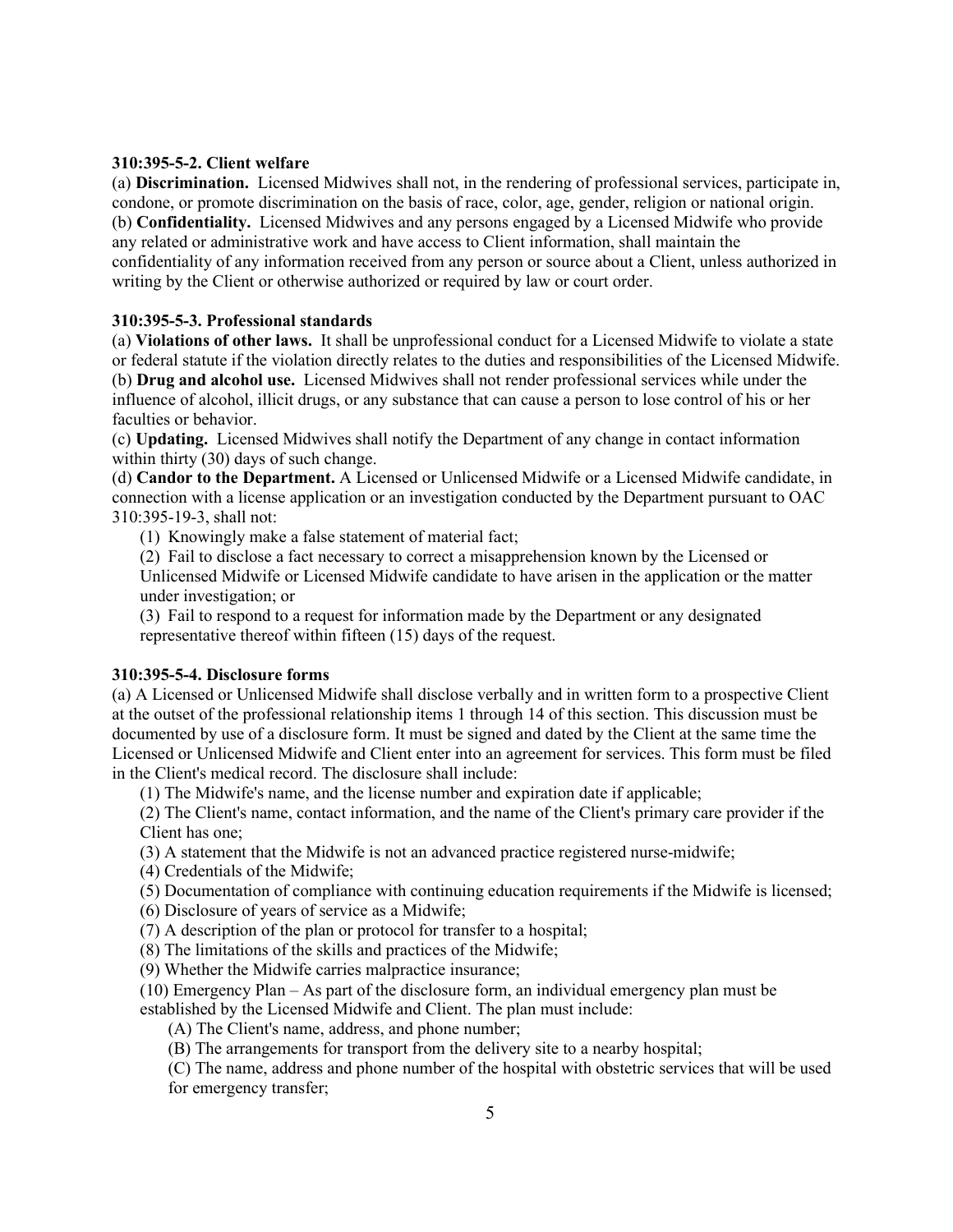**310:395-5-2. Client welfare**

(a) **Discrimination.** Licensed Midwives shall not, in the rendering of professional services, participate in, condone, or promote discrimination on the basis of race, color, age, gender, religion or national origin.

(b) **Confidentiality.** Licensed Midwives and any persons engaged by a Licensed Midwife who provide any related or administrative work and have access to Client information, shall maintain the confidentiality of any information received from any person or source about a Client, unless authorized in writing by the Client or otherwise authorized or required by law or court order.

**310:395-5-3. Professional standards**

(a) **Violations of other laws.** It shall be unprofessional conduct for a Licensed Midwife to violate a state or federal statute if the violation directly relates to the duties and responsibilities of the Licensed Midwife.

(b) **Drug and alcohol use.** Licensed Midwives shall not render professional services while under the influence of alcohol, illicit drugs, or any substance that can cause a person to lose control of his or her faculties or behavior.

(c) **Updating.** Licensed Midwives shall notify the Department of any change in contact information within thirty (30) days of such change.

(d) **Candor to the Department.** A Licensed or Unlicensed Midwife or a Licensed Midwife candidate, in connection with a license application or an investigation conducted by the Department pursuant to OAC 310:395-19-3, shall not:

(1) Knowingly make a false statement of material fact;

(2) Fail to disclose a fact necessary to correct a misapprehension known by the Licensed or Unlicensed Midwife or Licensed Midwife candidate to have arisen in the application or the matter under investigation; or

(3) Fail to respond to a request for information made by the Department or any designated representative thereof within fifteen (15) days of the request.

**310:395-5-4. Disclosure forms**

(a) A Licensed or Unlicensed Midwife shall disclose verbally and in written form to a prospective Client at the outset of the professional relationship items 1 through 14 of this section. This discussion must be documented by use of a disclosure form. It must be signed and dated by the Client at the same time the Licensed or Unlicensed Midwife and Client enter into an agreement for services. This form must be filed in the Client's medical record. The disclosure shall include:

(1) The Midwife's name, and the license number and expiration date if applicable;

(2) The Client's name, contact information, and the name of the Client's primary care provider if the Client has one;

(3) A statement that the Midwife is not an advanced practice registered nurse-midwife;

(4) Credentials of the Midwife;

(5) Documentation of compliance with continuing education requirements if the Midwife is licensed;

(6) Disclosure of years of service as a Midwife;

(7) A description of the plan or protocol for transfer to a hospital;

(8) The limitations of the skills and practices of the Midwife;

(9) Whether the Midwife carries malpractice insurance;

(10) Emergency Plan – As part of the disclosure form, an individual emergency plan must be established by the Licensed Midwife and Client. The plan must include:

(A) The Client's name, address, and phone number;

(B) The arrangements for transport from the delivery site to a nearby hospital;

(C) The name, address and phone number of the hospital with obstetric services that will be used for emergency transfer;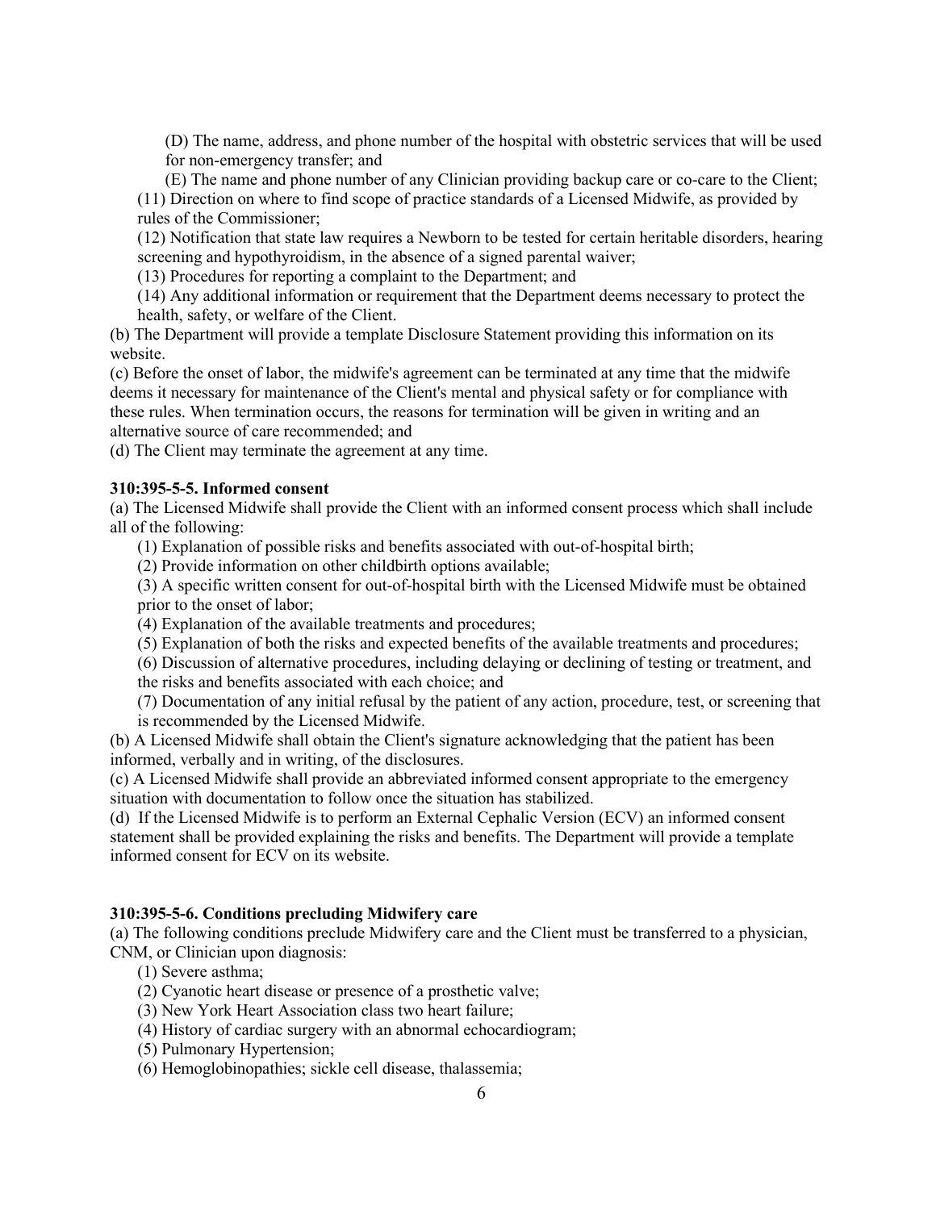(D) The name, address, and phone number of the hospital with obstetric services that will be used for non-emergency transfer; and

(E) The name and phone number of any Clinician providing backup care or co-care to the Client;

(11) Direction on where to find scope of practice standards of a Licensed Midwife, as provided by rules of the Commissioner;

(12) Notification that state law requires a Newborn to be tested for certain heritable disorders, hearing screening and hypothyroidism, in the absence of a signed parental waiver;

(13) Procedures for reporting a complaint to the Department; and

(14) Any additional information or requirement that the Department deems necessary to protect the health, safety, or welfare of the Client.

(b) The Department will provide a template Disclosure Statement providing this information on its website.

(c) Before the onset of labor, the midwife's agreement can be terminated at any time that the midwife deems it necessary for maintenance of the Client's mental and physical safety or for compliance with these rules. When termination occurs, the reasons for termination will be given in writing and an alternative source of care recommended; and

(d) The Client may terminate the agreement at any time.

**310:395-5-5. Informed consent**

(a) The Licensed Midwife shall provide the Client with an informed consent process which shall include all of the following:

(1) Explanation of possible risks and benefits associated with out-of-hospital birth;

(2) Provide information on other childbirth options available;

(3) A specific written consent for out-of-hospital birth with the Licensed Midwife must be obtained prior to the onset of labor;

(4) Explanation of the available treatments and procedures;

(5) Explanation of both the risks and expected benefits of the available treatments and procedures;

(6) Discussion of alternative procedures, including delaying or declining of testing or treatment, and the risks and benefits associated with each choice; and

(7) Documentation of any initial refusal by the patient of any action, procedure, test, or screening that is recommended by the Licensed Midwife.

(b) A Licensed Midwife shall obtain the Client's signature acknowledging that the patient has been informed, verbally and in writing, of the disclosures.

(c) A Licensed Midwife shall provide an abbreviated informed consent appropriate to the emergency situation with documentation to follow once the situation has stabilized.

(d) If the Licensed Midwife is to perform an External Cephalic Version (ECV) an informed consent statement shall be provided explaining the risks and benefits. The Department will provide a template informed consent for ECV on its website.

**310:395-5-6. Conditions precluding Midwifery care**

(a) The following conditions preclude Midwifery care and the Client must be transferred to a physician, CNM, or Clinician upon diagnosis:

(1) Severe asthma;

(2) Cyanotic heart disease or presence of a prosthetic valve;

(3) New York Heart Association class two heart failure;

(4) History of cardiac surgery with an abnormal echocardiogram;

(5) Pulmonary Hypertension;

(6) Hemoglobinopathies; sickle cell disease, thalassemia;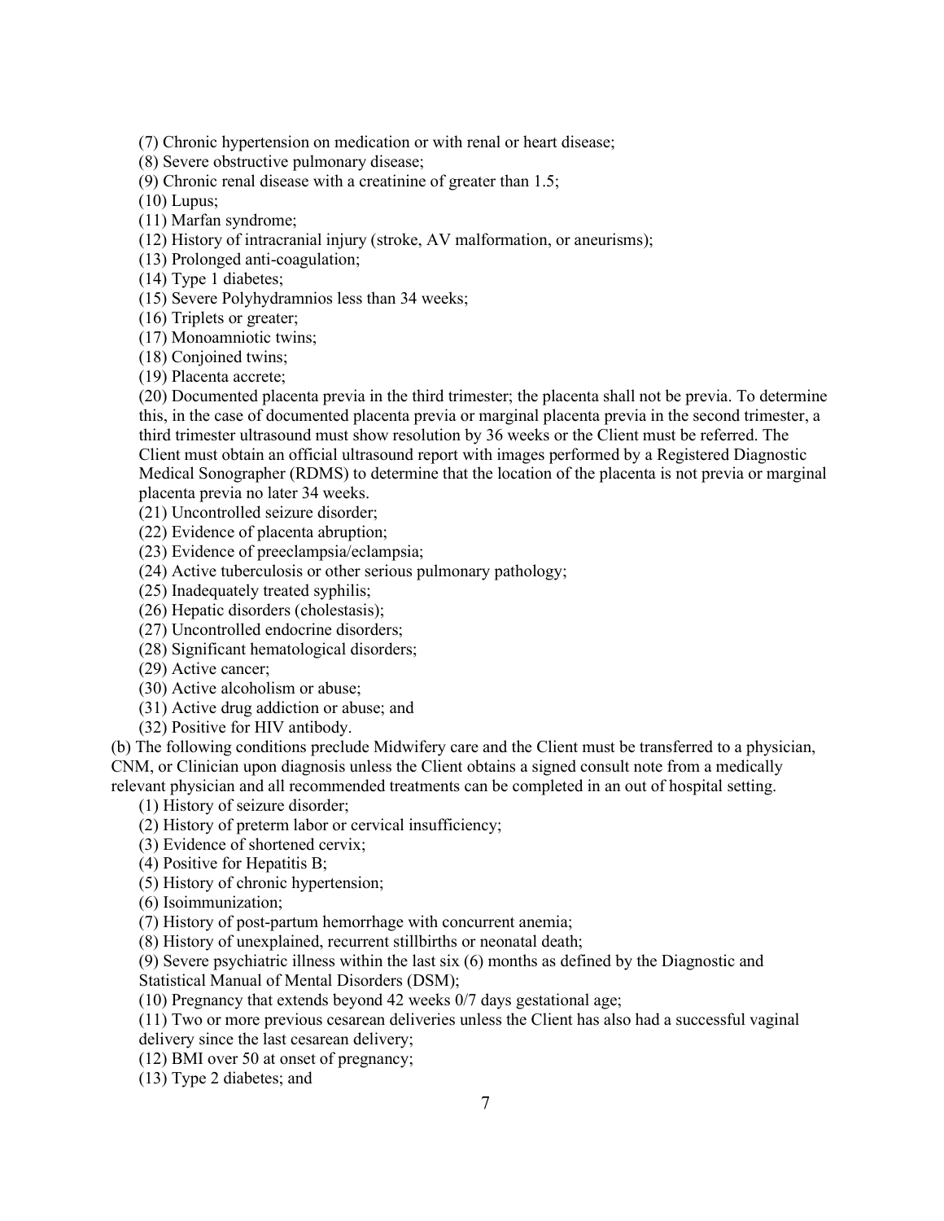(7) Chronic hypertension on medication or with renal or heart disease;
(8) Severe obstructive pulmonary disease;
(9) Chronic renal disease with a creatinine of greater than 1.5;
(10) Lupus;
(11) Marfan syndrome;
(12) History of intracranial injury (stroke, AV malformation, or aneurisms);
(13) Prolonged anti-coagulation;
(14) Type 1 diabetes;
(15) Severe Polyhydramnios less than 34 weeks;
(16) Triplets or greater;
(17) Monoamniotic twins;
(18) Conjoined twins;
(19) Placenta accrete;
(20) Documented placenta previa in the third trimester; the placenta shall not be previa. To determine this, in the case of documented placenta previa or marginal placenta previa in the second trimester, a third trimester ultrasound must show resolution by 36 weeks or the Client must be referred. The Client must obtain an official ultrasound report with images performed by a Registered Diagnostic Medical Sonographer (RDMS) to determine that the location of the placenta is not previa or marginal placenta previa no later 34 weeks.
(21) Uncontrolled seizure disorder;
(22) Evidence of placenta abruption;
(23) Evidence of preeclampsia/eclampsia;
(24) Active tuberculosis or other serious pulmonary pathology;
(25) Inadequately treated syphilis;
(26) Hepatic disorders (cholestasis);
(27) Uncontrolled endocrine disorders;
(28) Significant hematological disorders;
(29) Active cancer;
(30) Active alcoholism or abuse;
(31) Active drug addiction or abuse; and
(32) Positive for HIV antibody.

(b) The following conditions preclude Midwifery care and the Client must be transferred to a physician, CNM, or Clinician upon diagnosis unless the Client obtains a signed consult note from a medically relevant physician and all recommended treatments can be completed in an out of hospital setting.

(1) History of seizure disorder;
(2) History of preterm labor or cervical insufficiency;
(3) Evidence of shortened cervix;
(4) Positive for Hepatitis B;
(5) History of chronic hypertension;
(6) Isoimmunization;
(7) History of post-partum hemorrhage with concurrent anemia;
(8) History of unexplained, recurrent stillbirths or neonatal death;
(9) Severe psychiatric illness within the last six (6) months as defined by the Diagnostic and Statistical Manual of Mental Disorders (DSM);
(10) Pregnancy that extends beyond 42 weeks 0/7 days gestational age;
(11) Two or more previous cesarean deliveries unless the Client has also had a successful vaginal delivery since the last cesarean delivery;
(12) BMI over 50 at onset of pregnancy;
(13) Type 2 diabetes; and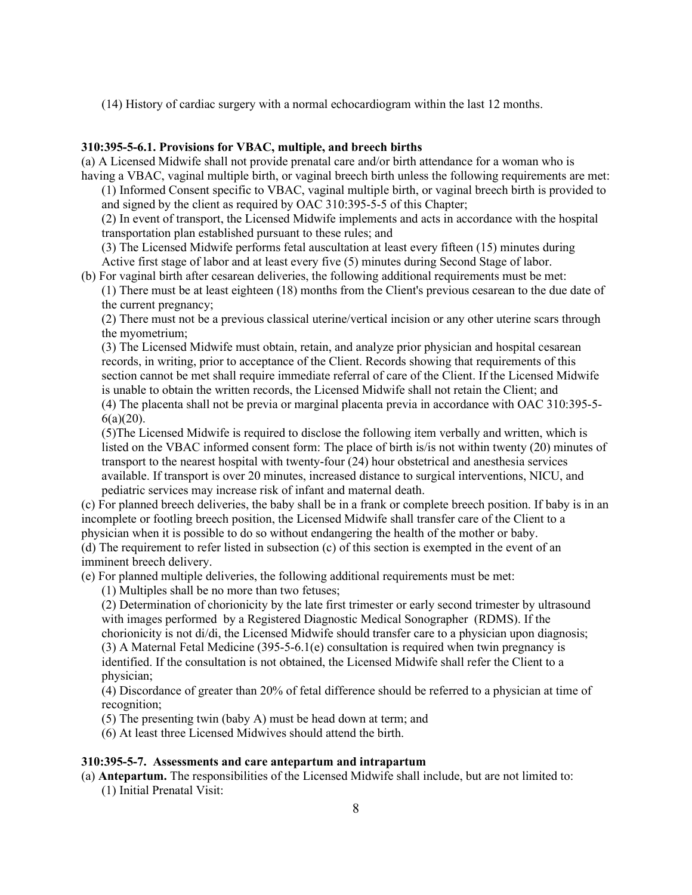(14) History of cardiac surgery with a normal echocardiogram within the last 12 months.

**310:395-5-6.1. Provisions for VBAC, multiple, and breech births**

(a) A Licensed Midwife shall not provide prenatal care and/or birth attendance for a woman who is having a VBAC, vaginal multiple birth, or vaginal breech birth unless the following requirements are met:

(1) Informed Consent specific to VBAC, vaginal multiple birth, or vaginal breech birth is provided to and signed by the client as required by OAC 310:395-5-5 of this Chapter;

(2) In event of transport, the Licensed Midwife implements and acts in accordance with the hospital transportation plan established pursuant to these rules; and

(3) The Licensed Midwife performs fetal auscultation at least every fifteen (15) minutes during Active first stage of labor and at least every five (5) minutes during Second Stage of labor.

(b) For vaginal birth after cesarean deliveries, the following additional requirements must be met:

(1) There must be at least eighteen (18) months from the Client's previous cesarean to the due date of the current pregnancy;

(2) There must not be a previous classical uterine/vertical incision or any other uterine scars through the myometrium;

(3) The Licensed Midwife must obtain, retain, and analyze prior physician and hospital cesarean records, in writing, prior to acceptance of the Client. Records showing that requirements of this section cannot be met shall require immediate referral of care of the Client. If the Licensed Midwife is unable to obtain the written records, the Licensed Midwife shall not retain the Client; and

(4) The placenta shall not be previa or marginal placenta previa in accordance with OAC 310:395-5-6(a)(20).

(5)The Licensed Midwife is required to disclose the following item verbally and written, which is listed on the VBAC informed consent form: The place of birth is/is not within twenty (20) minutes of transport to the nearest hospital with twenty-four (24) hour obstetrical and anesthesia services available. If transport is over 20 minutes, increased distance to surgical interventions, NICU, and pediatric services may increase risk of infant and maternal death.

(c) For planned breech deliveries, the baby shall be in a frank or complete breech position. If baby is in an incomplete or footling breech position, the Licensed Midwife shall transfer care of the Client to a physician when it is possible to do so without endangering the health of the mother or baby.

(d) The requirement to refer listed in subsection (c) of this section is exempted in the event of an imminent breech delivery.

(e) For planned multiple deliveries, the following additional requirements must be met:

(1) Multiples shall be no more than two fetuses;

(2) Determination of chorionicity by the late first trimester or early second trimester by ultrasound with images performed by a Registered Diagnostic Medical Sonographer (RDMS). If the chorionicity is not di/di, the Licensed Midwife should transfer care to a physician upon diagnosis;

(3) A Maternal Fetal Medicine (395-5-6.1(e) consultation is required when twin pregnancy is identified. If the consultation is not obtained, the Licensed Midwife shall refer the Client to a physician;

(4) Discordance of greater than 20% of fetal difference should be referred to a physician at time of recognition;

(5) The presenting twin (baby A) must be head down at term; and

(6) At least three Licensed Midwives should attend the birth.

**310:395-5-7. Assessments and care antepartum and intrapartum**

(a) **Antepartum.** The responsibilities of the Licensed Midwife shall include, but are not limited to:

(1) Initial Prenatal Visit: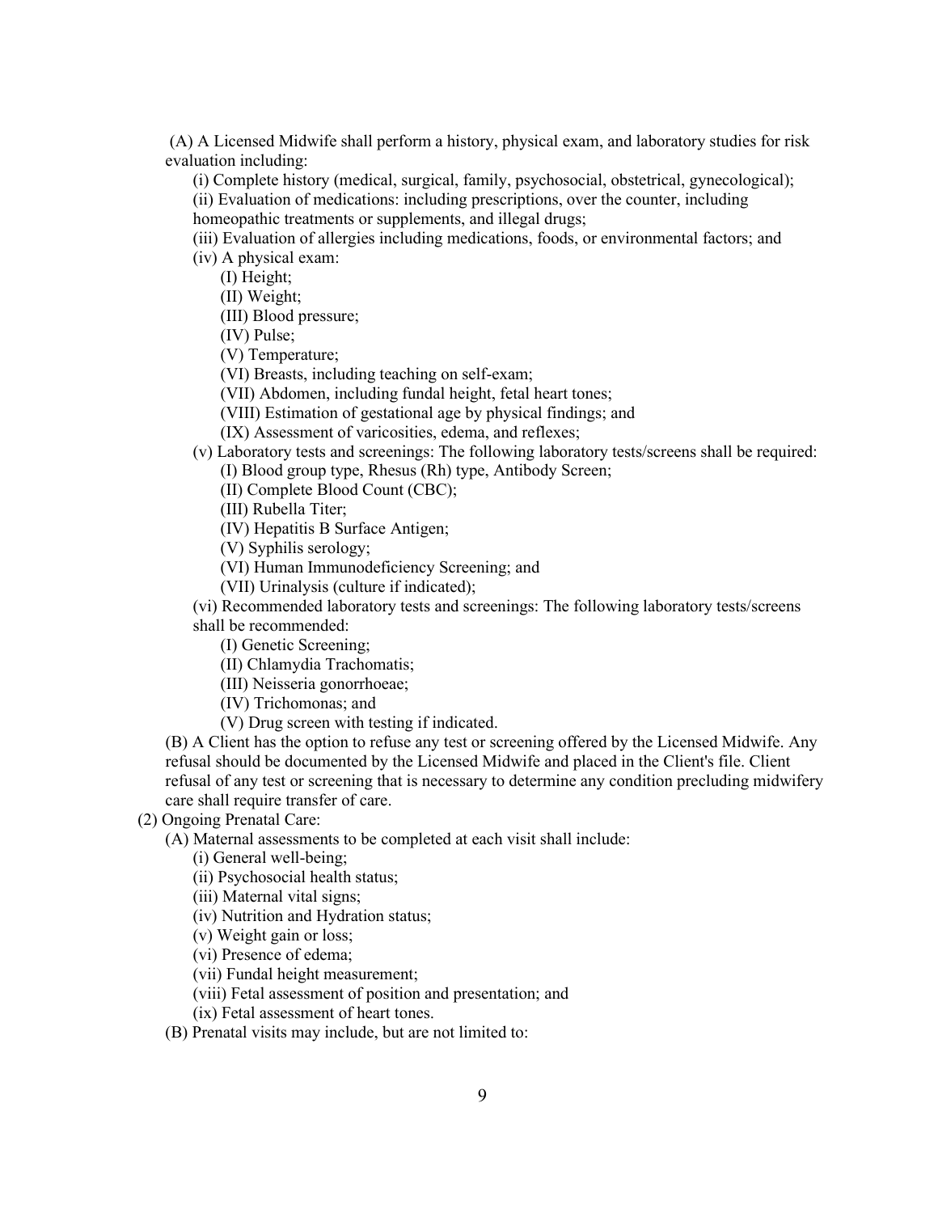(A) A Licensed Midwife shall perform a history, physical exam, and laboratory studies for risk evaluation including:

- (i) Complete history (medical, surgical, family, psychosocial, obstetrical, gynecological);
- (ii) Evaluation of medications: including prescriptions, over the counter, including homeopathic treatments or supplements, and illegal drugs;
- (iii) Evaluation of allergies including medications, foods, or environmental factors; and
- (iv) A physical exam:
  - (I) Height;
  - (II) Weight;
  - (III) Blood pressure;
  - (IV) Pulse;
  - (V) Temperature;
  - (VI) Breasts, including teaching on self-exam;
  - (VII) Abdomen, including fundal height, fetal heart tones;
  - (VIII) Estimation of gestational age by physical findings; and
  - (IX) Assessment of varicosities, edema, and reflexes;
- (v) Laboratory tests and screenings: The following laboratory tests/screens shall be required:
  - (I) Blood group type, Rhesus (Rh) type, Antibody Screen;
  - (II) Complete Blood Count (CBC);
  - (III) Rubella Titer;
  - (IV) Hepatitis B Surface Antigen;
  - (V) Syphilis serology;
  - (VI) Human Immunodeficiency Screening; and
  - (VII) Urinalysis (culture if indicated);
- (vi) Recommended laboratory tests and screenings: The following laboratory tests/screens shall be recommended:
  - (I) Genetic Screening;
  - (II) Chlamydia Trachomatis;
  - (III) Neisseria gonorrhoeae;
  - (IV) Trichomonas; and
  - (V) Drug screen with testing if indicated.

(B) A Client has the option to refuse any test or screening offered by the Licensed Midwife. Any refusal should be documented by the Licensed Midwife and placed in the Client's file. Client refusal of any test or screening that is necessary to determine any condition precluding midwifery care shall require transfer of care.

(2) Ongoing Prenatal Care:

(A) Maternal assessments to be completed at each visit shall include:

- (i) General well-being;
- (ii) Psychosocial health status;
- (iii) Maternal vital signs;
- (iv) Nutrition and Hydration status;
- (v) Weight gain or loss;
- (vi) Presence of edema;
- (vii) Fundal height measurement;
- (viii) Fetal assessment of position and presentation; and
- (ix) Fetal assessment of heart tones.

(B) Prenatal visits may include, but are not limited to: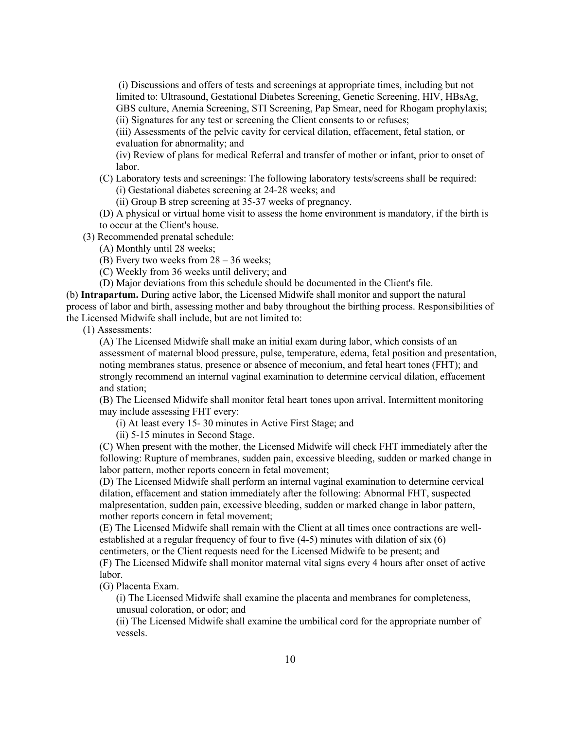(i) Discussions and offers of tests and screenings at appropriate times, including but not limited to: Ultrasound, Gestational Diabetes Screening, Genetic Screening, HIV, HBsAg, GBS culture, Anemia Screening, STI Screening, Pap Smear, need for Rhogam prophylaxis;

(ii) Signatures for any test or screening the Client consents to or refuses;

(iii) Assessments of the pelvic cavity for cervical dilation, effacement, fetal station, or evaluation for abnormality; and

(iv) Review of plans for medical Referral and transfer of mother or infant, prior to onset of labor.

(C) Laboratory tests and screenings: The following laboratory tests/screens shall be required:

(i) Gestational diabetes screening at 24-28 weeks; and

(ii) Group B strep screening at 35-37 weeks of pregnancy.

(D) A physical or virtual home visit to assess the home environment is mandatory, if the birth is to occur at the Client's house.

(3) Recommended prenatal schedule:

(A) Monthly until 28 weeks;

(B) Every two weeks from 28 – 36 weeks;

(C) Weekly from 36 weeks until delivery; and

(D) Major deviations from this schedule should be documented in the Client's file.

(b) **Intrapartum.** During active labor, the Licensed Midwife shall monitor and support the natural process of labor and birth, assessing mother and baby throughout the birthing process. Responsibilities of the Licensed Midwife shall include, but are not limited to:

(1) Assessments:

(A) The Licensed Midwife shall make an initial exam during labor, which consists of an assessment of maternal blood pressure, pulse, temperature, edema, fetal position and presentation, noting membranes status, presence or absence of meconium, and fetal heart tones (FHT); and strongly recommend an internal vaginal examination to determine cervical dilation, effacement and station;

(B) The Licensed Midwife shall monitor fetal heart tones upon arrival. Intermittent monitoring may include assessing FHT every:

(i) At least every 15- 30 minutes in Active First Stage; and

(ii) 5-15 minutes in Second Stage.

(C) When present with the mother, the Licensed Midwife will check FHT immediately after the following: Rupture of membranes, sudden pain, excessive bleeding, sudden or marked change in labor pattern, mother reports concern in fetal movement;

(D) The Licensed Midwife shall perform an internal vaginal examination to determine cervical dilation, effacement and station immediately after the following: Abnormal FHT, suspected malpresentation, sudden pain, excessive bleeding, sudden or marked change in labor pattern, mother reports concern in fetal movement;

(E) The Licensed Midwife shall remain with the Client at all times once contractions are well-established at a regular frequency of four to five (4-5) minutes with dilation of six (6) centimeters, or the Client requests need for the Licensed Midwife to be present; and

(F) The Licensed Midwife shall monitor maternal vital signs every 4 hours after onset of active labor.

(G) Placenta Exam.

(i) The Licensed Midwife shall examine the placenta and membranes for completeness, unusual coloration, or odor; and

(ii) The Licensed Midwife shall examine the umbilical cord for the appropriate number of vessels.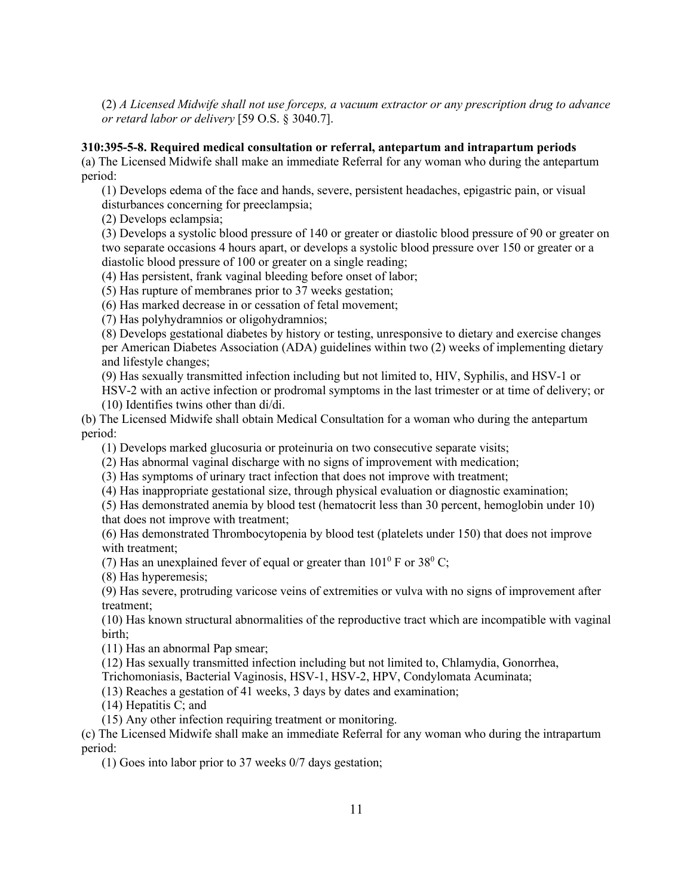(2) *A Licensed Midwife shall not use forceps, a vacuum extractor or any prescription drug to advance or retard labor or delivery* [59 O.S. § 3040.7].

**310:395-5-8. Required medical consultation or referral, antepartum and intrapartum periods**

(a) The Licensed Midwife shall make an immediate Referral for any woman who during the antepartum period:

(1) Develops edema of the face and hands, severe, persistent headaches, epigastric pain, or visual disturbances concerning for preeclampsia;

(2) Develops eclampsia;

(3) Develops a systolic blood pressure of 140 or greater or diastolic blood pressure of 90 or greater on two separate occasions 4 hours apart, or develops a systolic blood pressure over 150 or greater or a diastolic blood pressure of 100 or greater on a single reading;

(4) Has persistent, frank vaginal bleeding before onset of labor;

(5) Has rupture of membranes prior to 37 weeks gestation;

(6) Has marked decrease in or cessation of fetal movement;

(7) Has polyhydramnios or oligohydramnios;

(8) Develops gestational diabetes by history or testing, unresponsive to dietary and exercise changes per American Diabetes Association (ADA) guidelines within two (2) weeks of implementing dietary and lifestyle changes;

(9) Has sexually transmitted infection including but not limited to, HIV, Syphilis, and HSV-1 or HSV-2 with an active infection or prodromal symptoms in the last trimester or at time of delivery; or

(10) Identifies twins other than di/di.

(b) The Licensed Midwife shall obtain Medical Consultation for a woman who during the antepartum period:

(1) Develops marked glucosuria or proteinuria on two consecutive separate visits;

(2) Has abnormal vaginal discharge with no signs of improvement with medication;

(3) Has symptoms of urinary tract infection that does not improve with treatment;

(4) Has inappropriate gestational size, through physical evaluation or diagnostic examination;

(5) Has demonstrated anemia by blood test (hematocrit less than 30 percent, hemoglobin under 10) that does not improve with treatment;

(6) Has demonstrated Thrombocytopenia by blood test (platelets under 150) that does not improve with treatment;

(7) Has an unexplained fever of equal or greater than $101^0$ F or $38^0$ C;

(8) Has hyperemesis;

(9) Has severe, protruding varicose veins of extremities or vulva with no signs of improvement after treatment;

(10) Has known structural abnormalities of the reproductive tract which are incompatible with vaginal birth;

(11) Has an abnormal Pap smear;

(12) Has sexually transmitted infection including but not limited to, Chlamydia, Gonorrhea, Trichomoniasis, Bacterial Vaginosis, HSV-1, HSV-2, HPV, Condylomata Acuminata;

(13) Reaches a gestation of 41 weeks, 3 days by dates and examination;

(14) Hepatitis C; and

(15) Any other infection requiring treatment or monitoring.

(c) The Licensed Midwife shall make an immediate Referral for any woman who during the intrapartum period:

(1) Goes into labor prior to 37 weeks 0/7 days gestation;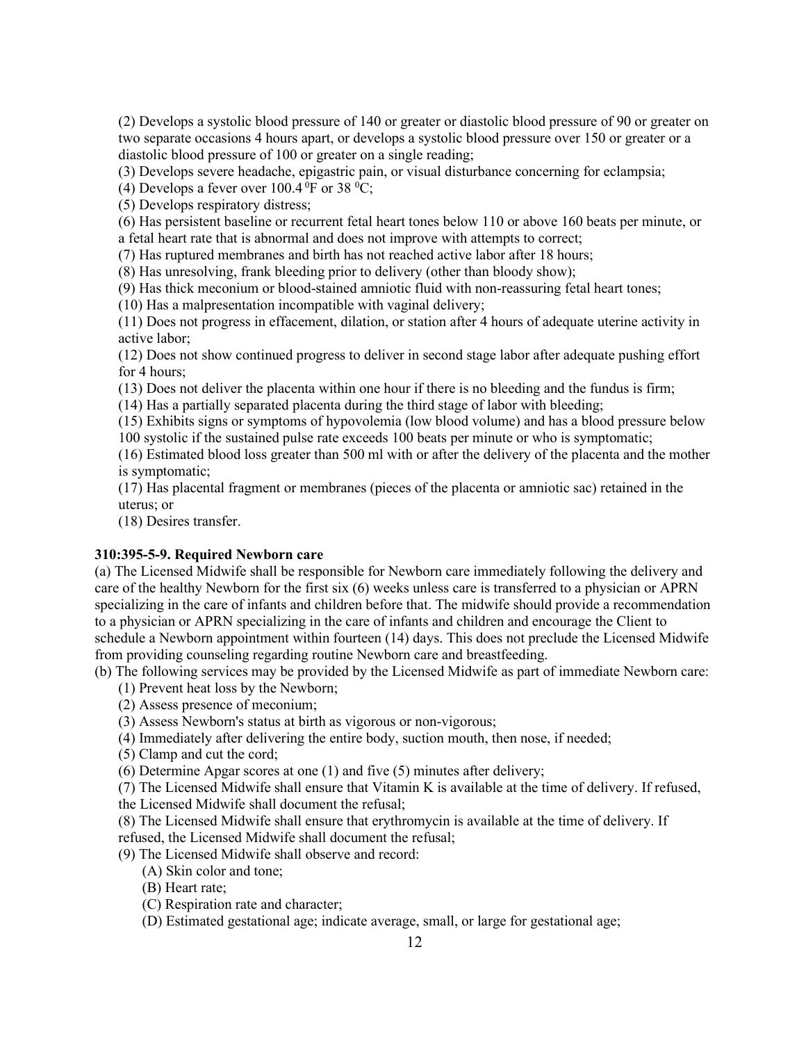(2) Develops a systolic blood pressure of 140 or greater or diastolic blood pressure of 90 or greater on two separate occasions 4 hours apart, or develops a systolic blood pressure over 150 or greater or a diastolic blood pressure of 100 or greater on a single reading;

(3) Develops severe headache, epigastric pain, or visual disturbance concerning for eclampsia;

(4) Develops a fever over 100.4 $^0$F or 38 $^0$C;

(5) Develops respiratory distress;

(6) Has persistent baseline or recurrent fetal heart tones below 110 or above 160 beats per minute, or a fetal heart rate that is abnormal and does not improve with attempts to correct;

(7) Has ruptured membranes and birth has not reached active labor after 18 hours;

(8) Has unresolving, frank bleeding prior to delivery (other than bloody show);

(9) Has thick meconium or blood-stained amniotic fluid with non-reassuring fetal heart tones;

(10) Has a malpresentation incompatible with vaginal delivery;

(11) Does not progress in effacement, dilation, or station after 4 hours of adequate uterine activity in active labor;

(12) Does not show continued progress to deliver in second stage labor after adequate pushing effort for 4 hours;

(13) Does not deliver the placenta within one hour if there is no bleeding and the fundus is firm;

(14) Has a partially separated placenta during the third stage of labor with bleeding;

(15) Exhibits signs or symptoms of hypovolemia (low blood volume) and has a blood pressure below 100 systolic if the sustained pulse rate exceeds 100 beats per minute or who is symptomatic;

(16) Estimated blood loss greater than 500 ml with or after the delivery of the placenta and the mother is symptomatic;

(17) Has placental fragment or membranes (pieces of the placenta or amniotic sac) retained in the uterus; or

(18) Desires transfer.

**310:395-5-9. Required Newborn care**

(a) The Licensed Midwife shall be responsible for Newborn care immediately following the delivery and care of the healthy Newborn for the first six (6) weeks unless care is transferred to a physician or APRN specializing in the care of infants and children before that. The midwife should provide a recommendation to a physician or APRN specializing in the care of infants and children and encourage the Client to schedule a Newborn appointment within fourteen (14) days. This does not preclude the Licensed Midwife from providing counseling regarding routine Newborn care and breastfeeding.

(b) The following services may be provided by the Licensed Midwife as part of immediate Newborn care:

(1) Prevent heat loss by the Newborn;

(2) Assess presence of meconium;

(3) Assess Newborn's status at birth as vigorous or non-vigorous;

(4) Immediately after delivering the entire body, suction mouth, then nose, if needed;

(5) Clamp and cut the cord;

(6) Determine Apgar scores at one (1) and five (5) minutes after delivery;

(7) The Licensed Midwife shall ensure that Vitamin K is available at the time of delivery. If refused, the Licensed Midwife shall document the refusal;

(8) The Licensed Midwife shall ensure that erythromycin is available at the time of delivery. If refused, the Licensed Midwife shall document the refusal;

(9) The Licensed Midwife shall observe and record:

(A) Skin color and tone;

(B) Heart rate;

(C) Respiration rate and character;

(D) Estimated gestational age; indicate average, small, or large for gestational age;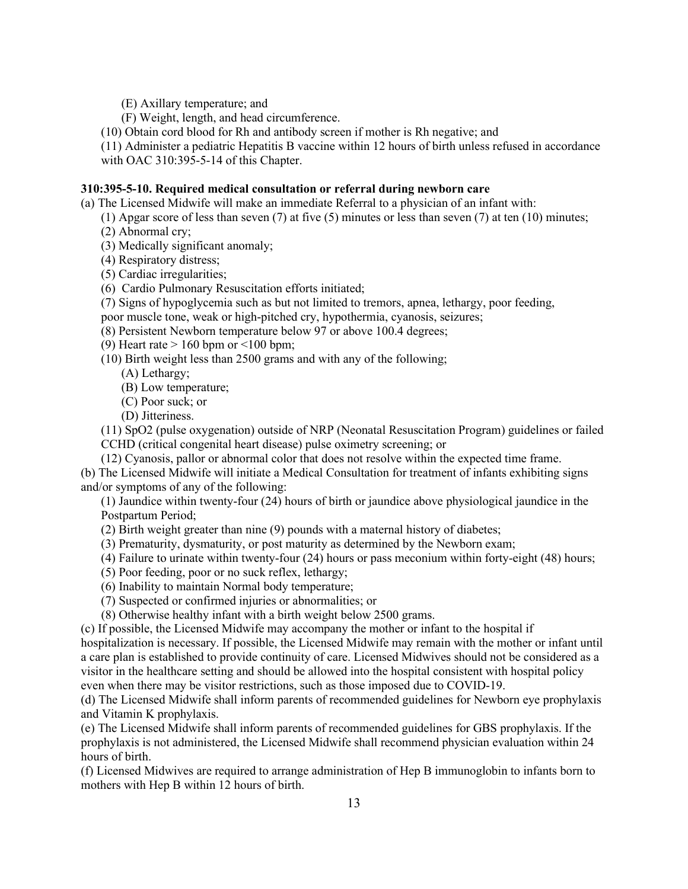(E) Axillary temperature; and

(F) Weight, length, and head circumference.

(10) Obtain cord blood for Rh and antibody screen if mother is Rh negative; and

(11) Administer a pediatric Hepatitis B vaccine within 12 hours of birth unless refused in accordance with OAC 310:395-5-14 of this Chapter.

**310:395-5-10. Required medical consultation or referral during newborn care**

(a) The Licensed Midwife will make an immediate Referral to a physician of an infant with:

(1) Apgar score of less than seven (7) at five (5) minutes or less than seven (7) at ten (10) minutes;

(2) Abnormal cry;

(3) Medically significant anomaly;

(4) Respiratory distress;

(5) Cardiac irregularities;

(6) Cardio Pulmonary Resuscitation efforts initiated;

(7) Signs of hypoglycemia such as but not limited to tremors, apnea, lethargy, poor feeding, poor muscle tone, weak or high-pitched cry, hypothermia, cyanosis, seizures;

(8) Persistent Newborn temperature below 97 or above 100.4 degrees;

(9) Heart rate > 160 bpm or <100 bpm;

(10) Birth weight less than 2500 grams and with any of the following;

(A) Lethargy;

(B) Low temperature;

(C) Poor suck; or

(D) Jitteriness.

(11) SpO2 (pulse oxygenation) outside of NRP (Neonatal Resuscitation Program) guidelines or failed CCHD (critical congenital heart disease) pulse oximetry screening; or

(12) Cyanosis, pallor or abnormal color that does not resolve within the expected time frame.

(b) The Licensed Midwife will initiate a Medical Consultation for treatment of infants exhibiting signs and/or symptoms of any of the following:

(1) Jaundice within twenty-four (24) hours of birth or jaundice above physiological jaundice in the Postpartum Period;

(2) Birth weight greater than nine (9) pounds with a maternal history of diabetes;

(3) Prematurity, dysmaturity, or post maturity as determined by the Newborn exam;

(4) Failure to urinate within twenty-four (24) hours or pass meconium within forty-eight (48) hours;

(5) Poor feeding, poor or no suck reflex, lethargy;

(6) Inability to maintain Normal body temperature;

(7) Suspected or confirmed injuries or abnormalities; or

(8) Otherwise healthy infant with a birth weight below 2500 grams.

(c) If possible, the Licensed Midwife may accompany the mother or infant to the hospital if hospitalization is necessary. If possible, the Licensed Midwife may remain with the mother or infant until a care plan is established to provide continuity of care. Licensed Midwives should not be considered as a visitor in the healthcare setting and should be allowed into the hospital consistent with hospital policy even when there may be visitor restrictions, such as those imposed due to COVID-19.

(d) The Licensed Midwife shall inform parents of recommended guidelines for Newborn eye prophylaxis and Vitamin K prophylaxis.

(e) The Licensed Midwife shall inform parents of recommended guidelines for GBS prophylaxis. If the prophylaxis is not administered, the Licensed Midwife shall recommend physician evaluation within 24 hours of birth.

(f) Licensed Midwives are required to arrange administration of Hep B immunoglobin to infants born to mothers with Hep B within 12 hours of birth.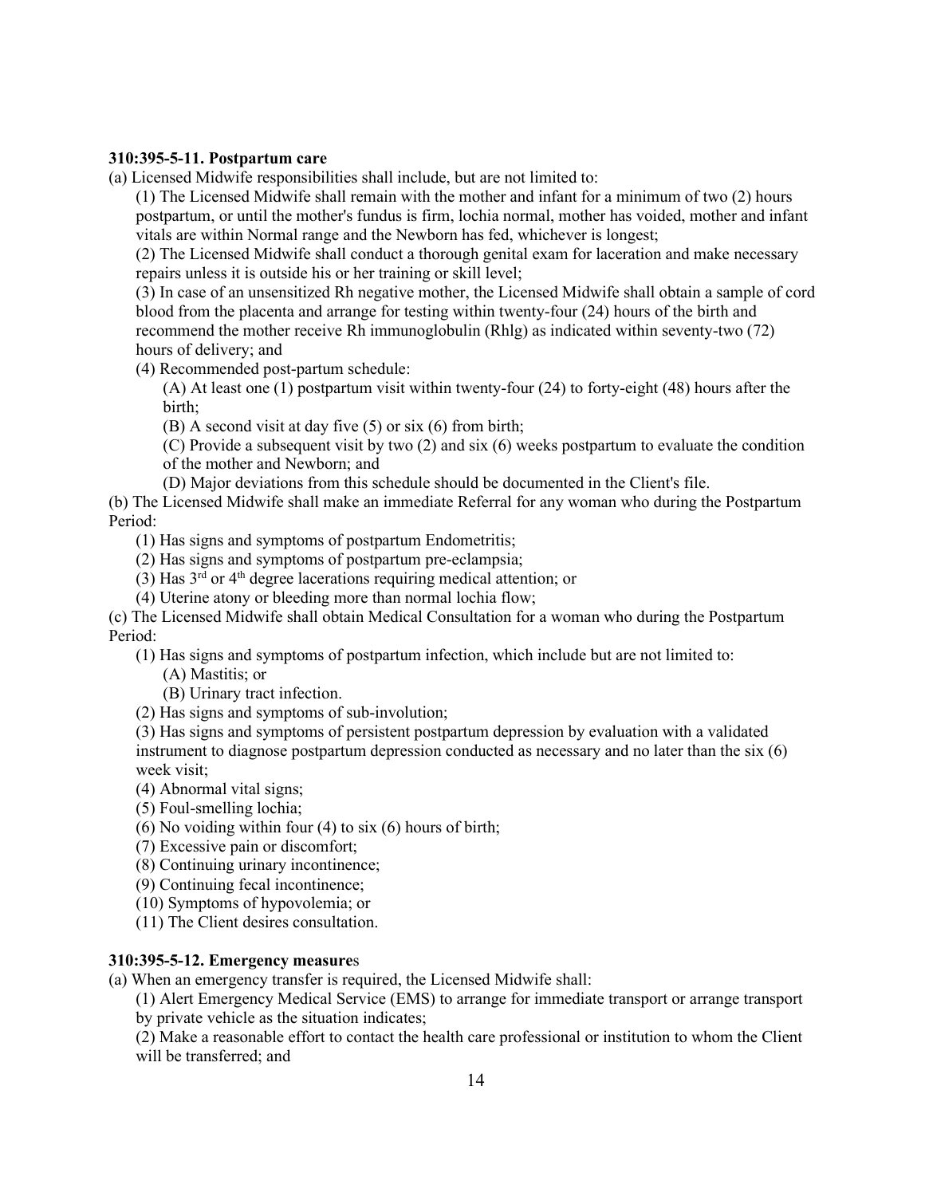**310:395-5-11. Postpartum care**

(a) Licensed Midwife responsibilities shall include, but are not limited to:

(1) The Licensed Midwife shall remain with the mother and infant for a minimum of two (2) hours postpartum, or until the mother's fundus is firm, lochia normal, mother has voided, mother and infant vitals are within Normal range and the Newborn has fed, whichever is longest;

(2) The Licensed Midwife shall conduct a thorough genital exam for laceration and make necessary repairs unless it is outside his or her training or skill level;

(3) In case of an unsensitized Rh negative mother, the Licensed Midwife shall obtain a sample of cord blood from the placenta and arrange for testing within twenty-four (24) hours of the birth and recommend the mother receive Rh immunoglobulin (Rhlg) as indicated within seventy-two (72) hours of delivery; and

(4) Recommended post-partum schedule:

(A) At least one (1) postpartum visit within twenty-four (24) to forty-eight (48) hours after the birth;

(B) A second visit at day five (5) or six (6) from birth;

(C) Provide a subsequent visit by two (2) and six (6) weeks postpartum to evaluate the condition of the mother and Newborn; and

(D) Major deviations from this schedule should be documented in the Client's file.

(b) The Licensed Midwife shall make an immediate Referral for any woman who during the Postpartum Period:

(1) Has signs and symptoms of postpartum Endometritis;

(2) Has signs and symptoms of postpartum pre-eclampsia;

(3) Has 3rd or 4th degree lacerations requiring medical attention; or

(4) Uterine atony or bleeding more than normal lochia flow;

(c) The Licensed Midwife shall obtain Medical Consultation for a woman who during the Postpartum Period:

(1) Has signs and symptoms of postpartum infection, which include but are not limited to:

(A) Mastitis; or

(B) Urinary tract infection.

(2) Has signs and symptoms of sub-involution;

(3) Has signs and symptoms of persistent postpartum depression by evaluation with a validated instrument to diagnose postpartum depression conducted as necessary and no later than the six (6) week visit;

(4) Abnormal vital signs;

(5) Foul-smelling lochia;

(6) No voiding within four (4) to six (6) hours of birth;

(7) Excessive pain or discomfort;

(8) Continuing urinary incontinence;

(9) Continuing fecal incontinence;

(10) Symptoms of hypovolemia; or

(11) The Client desires consultation.

**310:395-5-12. Emergency measures**

(a) When an emergency transfer is required, the Licensed Midwife shall:

(1) Alert Emergency Medical Service (EMS) to arrange for immediate transport or arrange transport by private vehicle as the situation indicates;

(2) Make a reasonable effort to contact the health care professional or institution to whom the Client will be transferred; and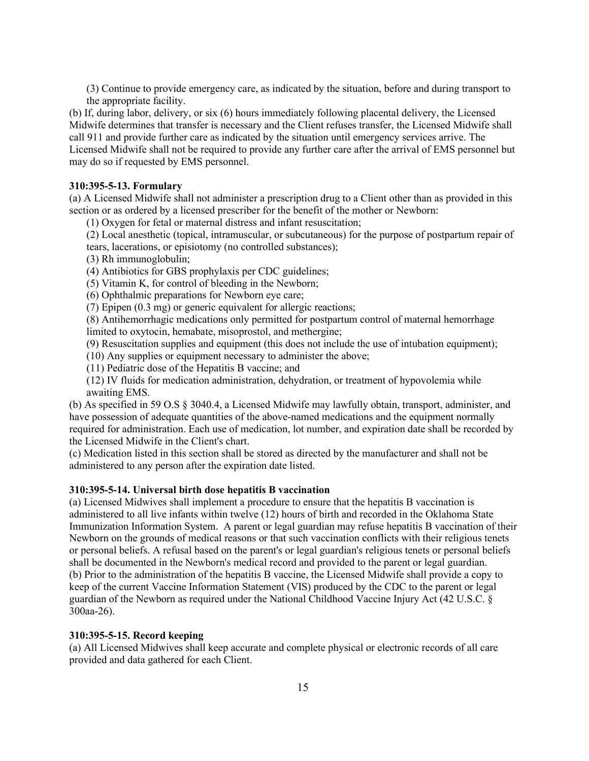(3) Continue to provide emergency care, as indicated by the situation, before and during transport to the appropriate facility.

(b) If, during labor, delivery, or six (6) hours immediately following placental delivery, the Licensed Midwife determines that transfer is necessary and the Client refuses transfer, the Licensed Midwife shall call 911 and provide further care as indicated by the situation until emergency services arrive. The Licensed Midwife shall not be required to provide any further care after the arrival of EMS personnel but may do so if requested by EMS personnel.

**310:395-5-13. Formulary**

(a) A Licensed Midwife shall not administer a prescription drug to a Client other than as provided in this section or as ordered by a licensed prescriber for the benefit of the mother or Newborn:

(1) Oxygen for fetal or maternal distress and infant resuscitation;

(2) Local anesthetic (topical, intramuscular, or subcutaneous) for the purpose of postpartum repair of tears, lacerations, or episiotomy (no controlled substances);

(3) Rh immunoglobulin;

(4) Antibiotics for GBS prophylaxis per CDC guidelines;

(5) Vitamin K, for control of bleeding in the Newborn;

(6) Ophthalmic preparations for Newborn eye care;

(7) Epipen (0.3 mg) or generic equivalent for allergic reactions;

(8) Antihemorrhagic medications only permitted for postpartum control of maternal hemorrhage limited to oxytocin, hemabate, misoprostol, and methergine;

(9) Resuscitation supplies and equipment (this does not include the use of intubation equipment);

(10) Any supplies or equipment necessary to administer the above;

(11) Pediatric dose of the Hepatitis B vaccine; and

(12) IV fluids for medication administration, dehydration, or treatment of hypovolemia while awaiting EMS.

(b) As specified in 59 O.S § 3040.4, a Licensed Midwife may lawfully obtain, transport, administer, and have possession of adequate quantities of the above-named medications and the equipment normally required for administration. Each use of medication, lot number, and expiration date shall be recorded by the Licensed Midwife in the Client's chart.

(c) Medication listed in this section shall be stored as directed by the manufacturer and shall not be administered to any person after the expiration date listed.

**310:395-5-14. Universal birth dose hepatitis B vaccination**

(a) Licensed Midwives shall implement a procedure to ensure that the hepatitis B vaccination is administered to all live infants within twelve (12) hours of birth and recorded in the Oklahoma State Immunization Information System. A parent or legal guardian may refuse hepatitis B vaccination of their Newborn on the grounds of medical reasons or that such vaccination conflicts with their religious tenets or personal beliefs. A refusal based on the parent's or legal guardian's religious tenets or personal beliefs shall be documented in the Newborn's medical record and provided to the parent or legal guardian.

(b) Prior to the administration of the hepatitis B vaccine, the Licensed Midwife shall provide a copy to keep of the current Vaccine Information Statement (VIS) produced by the CDC to the parent or legal guardian of the Newborn as required under the National Childhood Vaccine Injury Act (42 U.S.C. § 300aa-26).

**310:395-5-15. Record keeping**

(a) All Licensed Midwives shall keep accurate and complete physical or electronic records of all care provided and data gathered for each Client.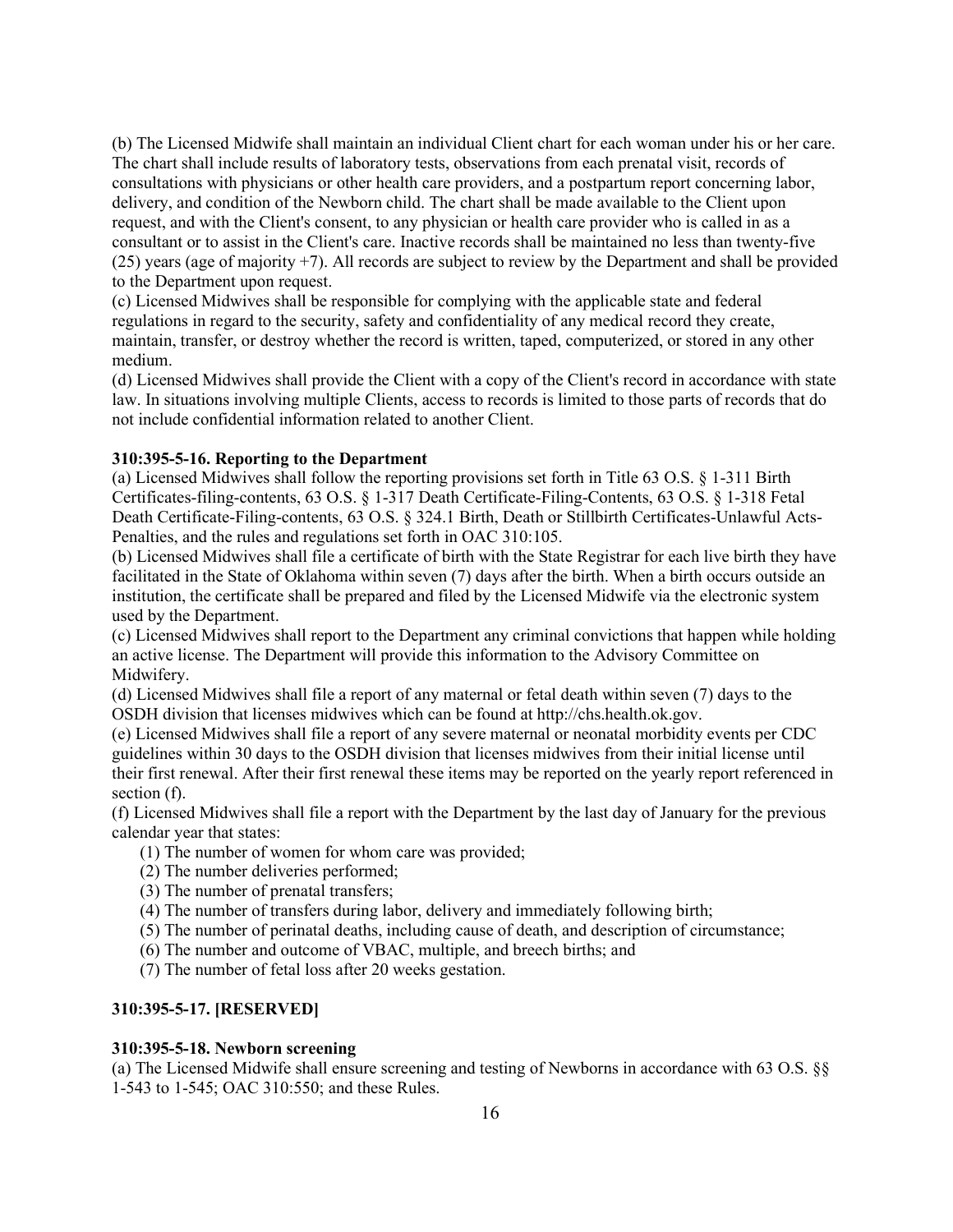(b) The Licensed Midwife shall maintain an individual Client chart for each woman under his or her care. The chart shall include results of laboratory tests, observations from each prenatal visit, records of consultations with physicians or other health care providers, and a postpartum report concerning labor, delivery, and condition of the Newborn child. The chart shall be made available to the Client upon request, and with the Client's consent, to any physician or health care provider who is called in as a consultant or to assist in the Client's care. Inactive records shall be maintained no less than twenty-five (25) years (age of majority +7). All records are subject to review by the Department and shall be provided to the Department upon request.

(c) Licensed Midwives shall be responsible for complying with the applicable state and federal regulations in regard to the security, safety and confidentiality of any medical record they create, maintain, transfer, or destroy whether the record is written, taped, computerized, or stored in any other medium.

(d) Licensed Midwives shall provide the Client with a copy of the Client's record in accordance with state law. In situations involving multiple Clients, access to records is limited to those parts of records that do not include confidential information related to another Client.

**310:395-5-16. Reporting to the Department**

(a) Licensed Midwives shall follow the reporting provisions set forth in Title 63 O.S. § 1-311 Birth Certificates-filing-contents, 63 O.S. § 1-317 Death Certificate-Filing-Contents, 63 O.S. § 1-318 Fetal Death Certificate-Filing-contents, 63 O.S. § 324.1 Birth, Death or Stillbirth Certificates-Unlawful Acts-Penalties, and the rules and regulations set forth in OAC 310:105.

(b) Licensed Midwives shall file a certificate of birth with the State Registrar for each live birth they have facilitated in the State of Oklahoma within seven (7) days after the birth. When a birth occurs outside an institution, the certificate shall be prepared and filed by the Licensed Midwife via the electronic system used by the Department.

(c) Licensed Midwives shall report to the Department any criminal convictions that happen while holding an active license. The Department will provide this information to the Advisory Committee on Midwifery.

(d) Licensed Midwives shall file a report of any maternal or fetal death within seven (7) days to the OSDH division that licenses midwives which can be found at http://chs.health.ok.gov.

(e) Licensed Midwives shall file a report of any severe maternal or neonatal morbidity events per CDC guidelines within 30 days to the OSDH division that licenses midwives from their initial license until their first renewal. After their first renewal these items may be reported on the yearly report referenced in section (f).

(f) Licensed Midwives shall file a report with the Department by the last day of January for the previous calendar year that states:

  (1) The number of women for whom care was provided;
  (2) The number deliveries performed;
  (3) The number of prenatal transfers;
  (4) The number of transfers during labor, delivery and immediately following birth;
  (5) The number of perinatal deaths, including cause of death, and description of circumstance;
  (6) The number and outcome of VBAC, multiple, and breech births; and
  (7) The number of fetal loss after 20 weeks gestation.

**310:395-5-17. [RESERVED]**

**310:395-5-18. Newborn screening**

(a) The Licensed Midwife shall ensure screening and testing of Newborns in accordance with 63 O.S. §§ 1-543 to 1-545; OAC 310:550; and these Rules.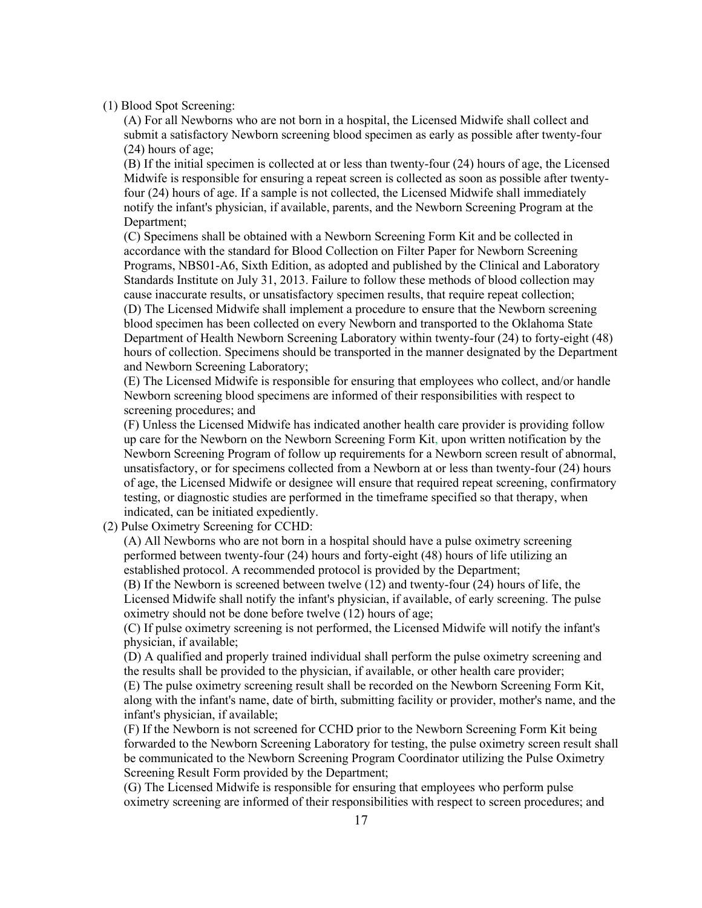(1) Blood Spot Screening:

(A) For all Newborns who are not born in a hospital, the Licensed Midwife shall collect and submit a satisfactory Newborn screening blood specimen as early as possible after twenty-four (24) hours of age;

(B) If the initial specimen is collected at or less than twenty-four (24) hours of age, the Licensed Midwife is responsible for ensuring a repeat screen is collected as soon as possible after twenty-four (24) hours of age. If a sample is not collected, the Licensed Midwife shall immediately notify the infant's physician, if available, parents, and the Newborn Screening Program at the Department;

(C) Specimens shall be obtained with a Newborn Screening Form Kit and be collected in accordance with the standard for Blood Collection on Filter Paper for Newborn Screening Programs, NBS01-A6, Sixth Edition, as adopted and published by the Clinical and Laboratory Standards Institute on July 31, 2013. Failure to follow these methods of blood collection may cause inaccurate results, or unsatisfactory specimen results, that require repeat collection;

(D) The Licensed Midwife shall implement a procedure to ensure that the Newborn screening blood specimen has been collected on every Newborn and transported to the Oklahoma State Department of Health Newborn Screening Laboratory within twenty-four (24) to forty-eight (48) hours of collection. Specimens should be transported in the manner designated by the Department and Newborn Screening Laboratory;

(E) The Licensed Midwife is responsible for ensuring that employees who collect, and/or handle Newborn screening blood specimens are informed of their responsibilities with respect to screening procedures; and

(F) Unless the Licensed Midwife has indicated another health care provider is providing follow up care for the Newborn on the Newborn Screening Form Kit, upon written notification by the Newborn Screening Program of follow up requirements for a Newborn screen result of abnormal, unsatisfactory, or for specimens collected from a Newborn at or less than twenty-four (24) hours of age, the Licensed Midwife or designee will ensure that required repeat screening, confirmatory testing, or diagnostic studies are performed in the timeframe specified so that therapy, when indicated, can be initiated expediently.

(2) Pulse Oximetry Screening for CCHD:

(A) All Newborns who are not born in a hospital should have a pulse oximetry screening performed between twenty-four (24) hours and forty-eight (48) hours of life utilizing an established protocol. A recommended protocol is provided by the Department;

(B) If the Newborn is screened between twelve (12) and twenty-four (24) hours of life, the Licensed Midwife shall notify the infant's physician, if available, of early screening. The pulse oximetry should not be done before twelve (12) hours of age;

(C) If pulse oximetry screening is not performed, the Licensed Midwife will notify the infant's physician, if available;

(D) A qualified and properly trained individual shall perform the pulse oximetry screening and the results shall be provided to the physician, if available, or other health care provider;

(E) The pulse oximetry screening result shall be recorded on the Newborn Screening Form Kit, along with the infant's name, date of birth, submitting facility or provider, mother's name, and the infant's physician, if available;

(F) If the Newborn is not screened for CCHD prior to the Newborn Screening Form Kit being forwarded to the Newborn Screening Laboratory for testing, the pulse oximetry screen result shall be communicated to the Newborn Screening Program Coordinator utilizing the Pulse Oximetry Screening Result Form provided by the Department;

(G) The Licensed Midwife is responsible for ensuring that employees who perform pulse oximetry screening are informed of their responsibilities with respect to screen procedures; and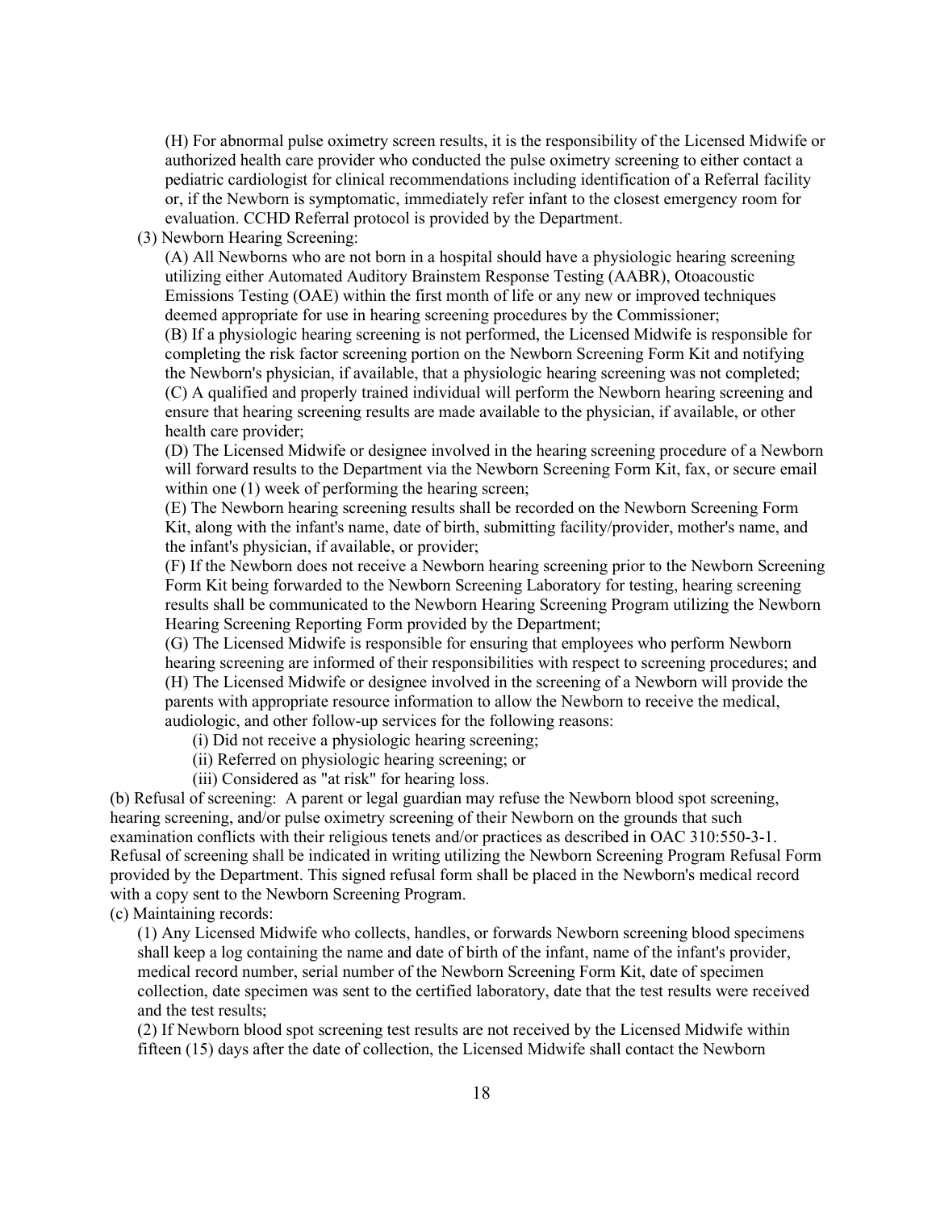(H) For abnormal pulse oximetry screen results, it is the responsibility of the Licensed Midwife or authorized health care provider who conducted the pulse oximetry screening to either contact a pediatric cardiologist for clinical recommendations including identification of a Referral facility or, if the Newborn is symptomatic, immediately refer infant to the closest emergency room for evaluation. CCHD Referral protocol is provided by the Department.

(3) Newborn Hearing Screening:

(A) All Newborns who are not born in a hospital should have a physiologic hearing screening utilizing either Automated Auditory Brainstem Response Testing (AABR), Otoacoustic Emissions Testing (OAE) within the first month of life or any new or improved techniques deemed appropriate for use in hearing screening procedures by the Commissioner;

(B) If a physiologic hearing screening is not performed, the Licensed Midwife is responsible for completing the risk factor screening portion on the Newborn Screening Form Kit and notifying the Newborn's physician, if available, that a physiologic hearing screening was not completed;

(C) A qualified and properly trained individual will perform the Newborn hearing screening and ensure that hearing screening results are made available to the physician, if available, or other health care provider;

(D) The Licensed Midwife or designee involved in the hearing screening procedure of a Newborn will forward results to the Department via the Newborn Screening Form Kit, fax, or secure email within one (1) week of performing the hearing screen;

(E) The Newborn hearing screening results shall be recorded on the Newborn Screening Form Kit, along with the infant's name, date of birth, submitting facility/provider, mother's name, and the infant's physician, if available, or provider;

(F) If the Newborn does not receive a Newborn hearing screening prior to the Newborn Screening Form Kit being forwarded to the Newborn Screening Laboratory for testing, hearing screening results shall be communicated to the Newborn Hearing Screening Program utilizing the Newborn Hearing Screening Reporting Form provided by the Department;

(G) The Licensed Midwife is responsible for ensuring that employees who perform Newborn hearing screening are informed of their responsibilities with respect to screening procedures; and

(H) The Licensed Midwife or designee involved in the screening of a Newborn will provide the parents with appropriate resource information to allow the Newborn to receive the medical, audiologic, and other follow-up services for the following reasons:

(i) Did not receive a physiologic hearing screening;

(ii) Referred on physiologic hearing screening; or

(iii) Considered as "at risk" for hearing loss.

(b) Refusal of screening: A parent or legal guardian may refuse the Newborn blood spot screening, hearing screening, and/or pulse oximetry screening of their Newborn on the grounds that such examination conflicts with their religious tenets and/or practices as described in OAC 310:550-3-1. Refusal of screening shall be indicated in writing utilizing the Newborn Screening Program Refusal Form provided by the Department. This signed refusal form shall be placed in the Newborn's medical record with a copy sent to the Newborn Screening Program.

(c) Maintaining records:

(1) Any Licensed Midwife who collects, handles, or forwards Newborn screening blood specimens shall keep a log containing the name and date of birth of the infant, name of the infant's provider, medical record number, serial number of the Newborn Screening Form Kit, date of specimen collection, date specimen was sent to the certified laboratory, date that the test results were received and the test results;

(2) If Newborn blood spot screening test results are not received by the Licensed Midwife within fifteen (15) days after the date of collection, the Licensed Midwife shall contact the Newborn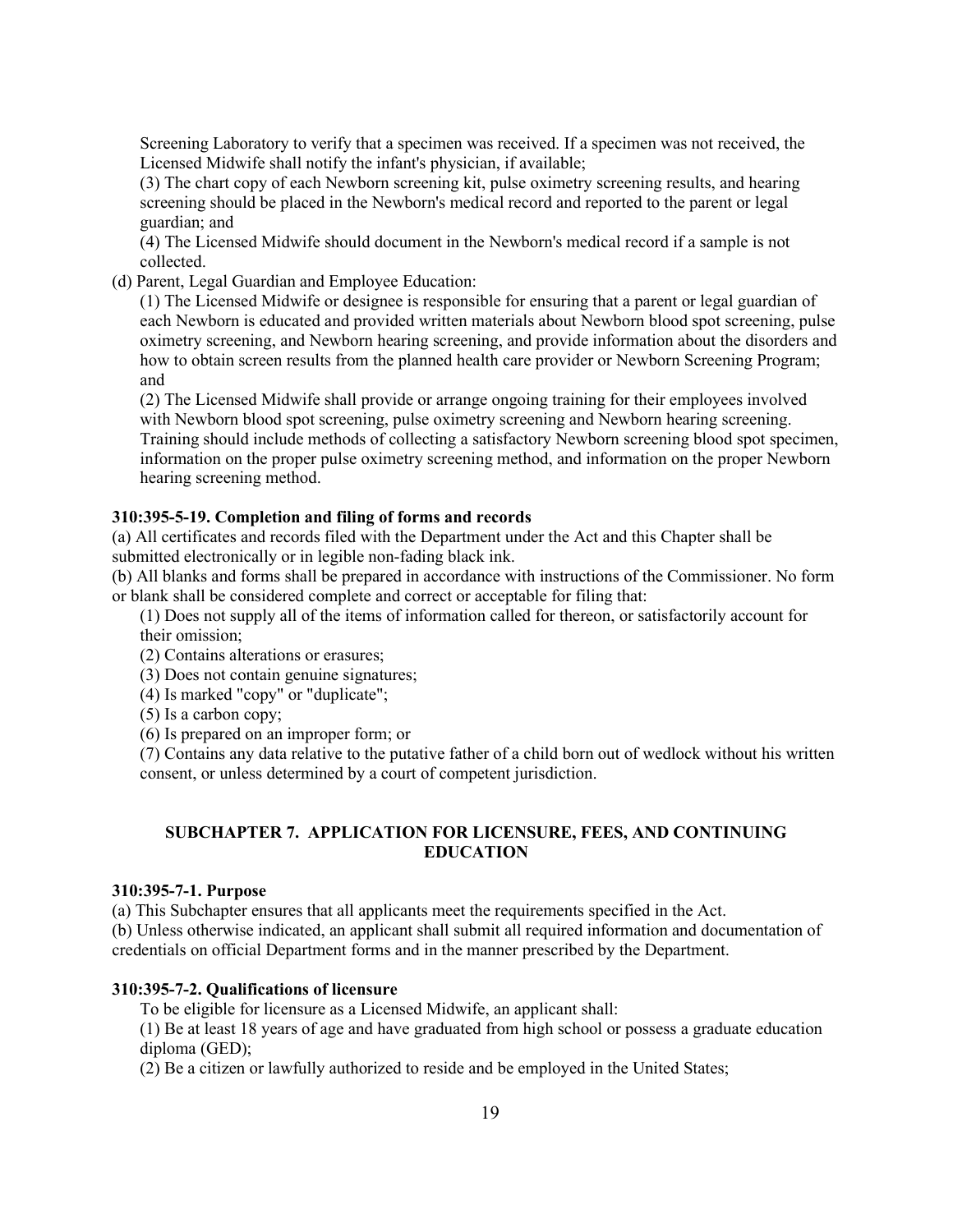Screening Laboratory to verify that a specimen was received. If a specimen was not received, the Licensed Midwife shall notify the infant's physician, if available;

(3) The chart copy of each Newborn screening kit, pulse oximetry screening results, and hearing screening should be placed in the Newborn's medical record and reported to the parent or legal guardian; and

(4) The Licensed Midwife should document in the Newborn's medical record if a sample is not collected.

(d) Parent, Legal Guardian and Employee Education:

(1) The Licensed Midwife or designee is responsible for ensuring that a parent or legal guardian of each Newborn is educated and provided written materials about Newborn blood spot screening, pulse oximetry screening, and Newborn hearing screening, and provide information about the disorders and how to obtain screen results from the planned health care provider or Newborn Screening Program; and

(2) The Licensed Midwife shall provide or arrange ongoing training for their employees involved with Newborn blood spot screening, pulse oximetry screening and Newborn hearing screening. Training should include methods of collecting a satisfactory Newborn screening blood spot specimen, information on the proper pulse oximetry screening method, and information on the proper Newborn hearing screening method.

**310:395-5-19. Completion and filing of forms and records**

(a) All certificates and records filed with the Department under the Act and this Chapter shall be submitted electronically or in legible non-fading black ink.

(b) All blanks and forms shall be prepared in accordance with instructions of the Commissioner. No form or blank shall be considered complete and correct or acceptable for filing that:

(1) Does not supply all of the items of information called for thereon, or satisfactorily account for their omission;

(2) Contains alterations or erasures;

(3) Does not contain genuine signatures;

(4) Is marked "copy" or "duplicate";

(5) Is a carbon copy;

(6) Is prepared on an improper form; or

(7) Contains any data relative to the putative father of a child born out of wedlock without his written consent, or unless determined by a court of competent jurisdiction.

## SUBCHAPTER 7. APPLICATION FOR LICENSURE, FEES, AND CONTINUING EDUCATION

**310:395-7-1. Purpose**

(a) This Subchapter ensures that all applicants meet the requirements specified in the Act.

(b) Unless otherwise indicated, an applicant shall submit all required information and documentation of credentials on official Department forms and in the manner prescribed by the Department.

**310:395-7-2. Qualifications of licensure**

To be eligible for licensure as a Licensed Midwife, an applicant shall:

(1) Be at least 18 years of age and have graduated from high school or possess a graduate education diploma (GED);

(2) Be a citizen or lawfully authorized to reside and be employed in the United States;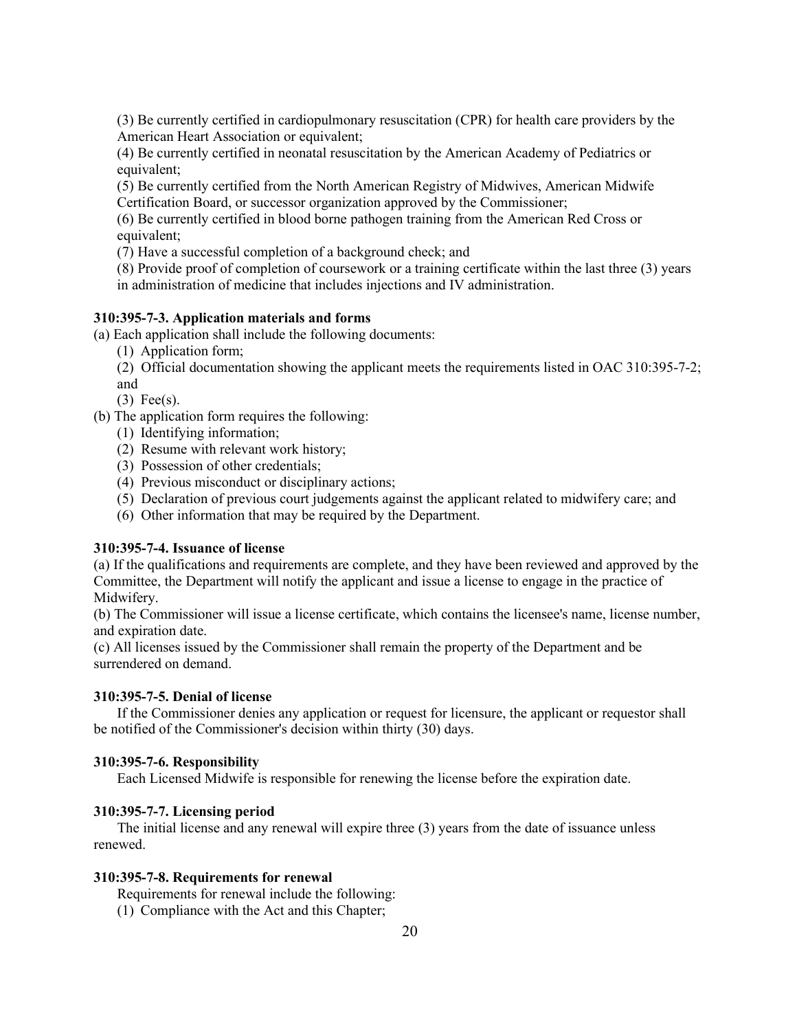(3) Be currently certified in cardiopulmonary resuscitation (CPR) for health care providers by the American Heart Association or equivalent;

(4) Be currently certified in neonatal resuscitation by the American Academy of Pediatrics or equivalent;

(5) Be currently certified from the North American Registry of Midwives, American Midwife Certification Board, or successor organization approved by the Commissioner;

(6) Be currently certified in blood borne pathogen training from the American Red Cross or equivalent;

(7) Have a successful completion of a background check; and

(8) Provide proof of completion of coursework or a training certificate within the last three (3) years in administration of medicine that includes injections and IV administration.

**310:395-7-3. Application materials and forms**

(a) Each application shall include the following documents:

(1) Application form;

(2) Official documentation showing the applicant meets the requirements listed in OAC 310:395-7-2; and

(3) Fee(s).

(b) The application form requires the following:

(1) Identifying information;

(2) Resume with relevant work history;

(3) Possession of other credentials;

(4) Previous misconduct or disciplinary actions;

(5) Declaration of previous court judgements against the applicant related to midwifery care; and

(6) Other information that may be required by the Department.

**310:395-7-4. Issuance of license**

(a) If the qualifications and requirements are complete, and they have been reviewed and approved by the Committee, the Department will notify the applicant and issue a license to engage in the practice of Midwifery.

(b) The Commissioner will issue a license certificate, which contains the licensee's name, license number, and expiration date.

(c) All licenses issued by the Commissioner shall remain the property of the Department and be surrendered on demand.

**310:395-7-5. Denial of license**

If the Commissioner denies any application or request for licensure, the applicant or requestor shall be notified of the Commissioner's decision within thirty (30) days.

**310:395-7-6. Responsibility**

Each Licensed Midwife is responsible for renewing the license before the expiration date.

**310:395-7-7. Licensing period**

The initial license and any renewal will expire three (3) years from the date of issuance unless renewed.

**310:395-7-8. Requirements for renewal**

Requirements for renewal include the following:

(1) Compliance with the Act and this Chapter;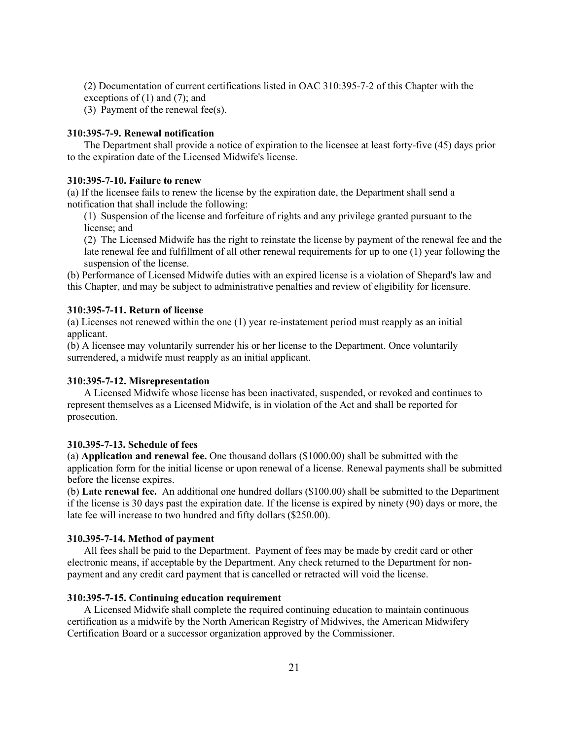(2) Documentation of current certifications listed in OAC 310:395-7-2 of this Chapter with the exceptions of (1) and (7); and

(3) Payment of the renewal fee(s).

**310:395-7-9. Renewal notification**

The Department shall provide a notice of expiration to the licensee at least forty-five (45) days prior to the expiration date of the Licensed Midwife's license.

**310:395-7-10. Failure to renew**

(a) If the licensee fails to renew the license by the expiration date, the Department shall send a notification that shall include the following:

(1) Suspension of the license and forfeiture of rights and any privilege granted pursuant to the license; and

(2) The Licensed Midwife has the right to reinstate the license by payment of the renewal fee and the late renewal fee and fulfillment of all other renewal requirements for up to one (1) year following the suspension of the license.

(b) Performance of Licensed Midwife duties with an expired license is a violation of Shepard's law and this Chapter, and may be subject to administrative penalties and review of eligibility for licensure.

**310:395-7-11. Return of license**

(a) Licenses not renewed within the one (1) year re-instatement period must reapply as an initial applicant.

(b) A licensee may voluntarily surrender his or her license to the Department. Once voluntarily surrendered, a midwife must reapply as an initial applicant.

**310:395-7-12. Misrepresentation**

A Licensed Midwife whose license has been inactivated, suspended, or revoked and continues to represent themselves as a Licensed Midwife, is in violation of the Act and shall be reported for prosecution.

**310.395-7-13. Schedule of fees**

(a) **Application and renewal fee.** One thousand dollars ($1000.00) shall be submitted with the application form for the initial license or upon renewal of a license. Renewal payments shall be submitted before the license expires.

(b) **Late renewal fee.** An additional one hundred dollars ($100.00) shall be submitted to the Department if the license is 30 days past the expiration date. If the license is expired by ninety (90) days or more, the late fee will increase to two hundred and fifty dollars ($250.00).

**310.395-7-14. Method of payment**

All fees shall be paid to the Department. Payment of fees may be made by credit card or other electronic means, if acceptable by the Department. Any check returned to the Department for non-payment and any credit card payment that is cancelled or retracted will void the license.

**310:395-7-15. Continuing education requirement**

A Licensed Midwife shall complete the required continuing education to maintain continuous certification as a midwife by the North American Registry of Midwives, the American Midwifery Certification Board or a successor organization approved by the Commissioner.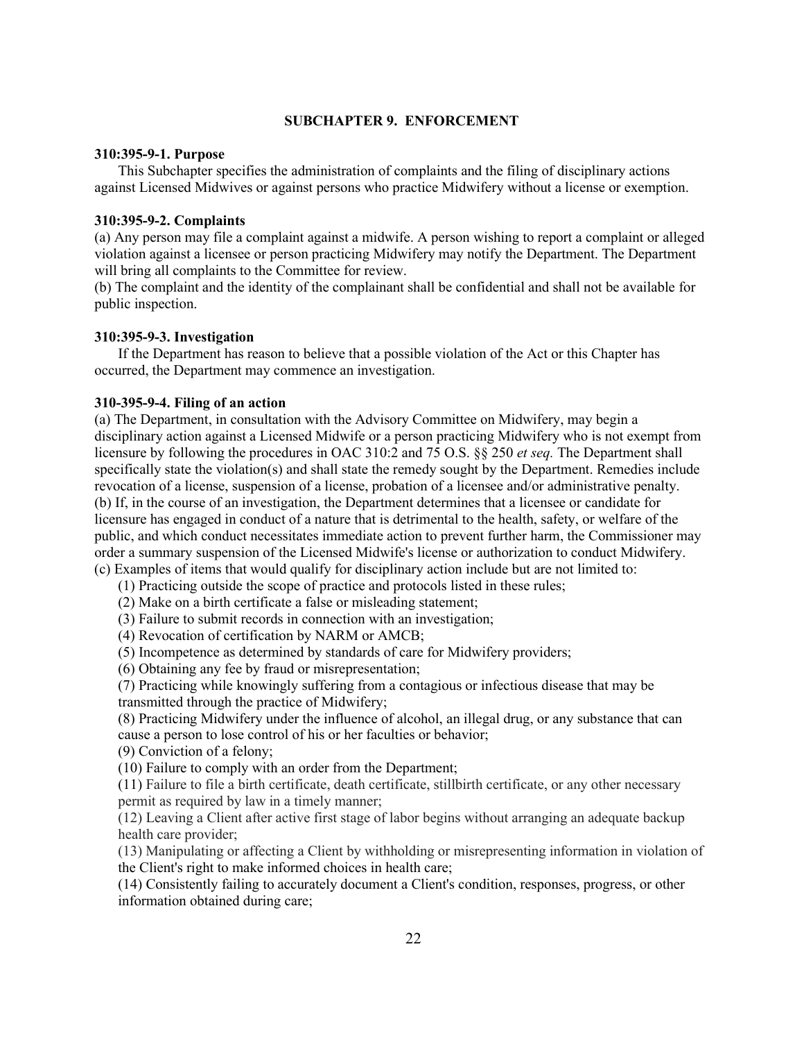## SUBCHAPTER 9. ENFORCEMENT

**310:395-9-1. Purpose**

This Subchapter specifies the administration of complaints and the filing of disciplinary actions against Licensed Midwives or against persons who practice Midwifery without a license or exemption.

**310:395-9-2. Complaints**

(a) Any person may file a complaint against a midwife. A person wishing to report a complaint or alleged violation against a licensee or person practicing Midwifery may notify the Department. The Department will bring all complaints to the Committee for review.
(b) The complaint and the identity of the complainant shall be confidential and shall not be available for public inspection.

**310:395-9-3. Investigation**

If the Department has reason to believe that a possible violation of the Act or this Chapter has occurred, the Department may commence an investigation.

**310-395-9-4. Filing of an action**

(a) The Department, in consultation with the Advisory Committee on Midwifery, may begin a disciplinary action against a Licensed Midwife or a person practicing Midwifery who is not exempt from licensure by following the procedures in OAC 310:2 and 75 O.S. §§ 250 *et seq.* The Department shall specifically state the violation(s) and shall state the remedy sought by the Department. Remedies include revocation of a license, suspension of a license, probation of a licensee and/or administrative penalty.
(b) If, in the course of an investigation, the Department determines that a licensee or candidate for licensure has engaged in conduct of a nature that is detrimental to the health, safety, or welfare of the public, and which conduct necessitates immediate action to prevent further harm, the Commissioner may order a summary suspension of the Licensed Midwife's license or authorization to conduct Midwifery.
(c) Examples of items that would qualify for disciplinary action include but are not limited to:

(1) Practicing outside the scope of practice and protocols listed in these rules;
(2) Make on a birth certificate a false or misleading statement;
(3) Failure to submit records in connection with an investigation;
(4) Revocation of certification by NARM or AMCB;
(5) Incompetence as determined by standards of care for Midwifery providers;
(6) Obtaining any fee by fraud or misrepresentation;
(7) Practicing while knowingly suffering from a contagious or infectious disease that may be transmitted through the practice of Midwifery;
(8) Practicing Midwifery under the influence of alcohol, an illegal drug, or any substance that can cause a person to lose control of his or her faculties or behavior;
(9) Conviction of a felony;
(10) Failure to comply with an order from the Department;
(11) Failure to file a birth certificate, death certificate, stillbirth certificate, or any other necessary permit as required by law in a timely manner;
(12) Leaving a Client after active first stage of labor begins without arranging an adequate backup health care provider;
(13) Manipulating or affecting a Client by withholding or misrepresenting information in violation of the Client's right to make informed choices in health care;
(14) Consistently failing to accurately document a Client's condition, responses, progress, or other information obtained during care;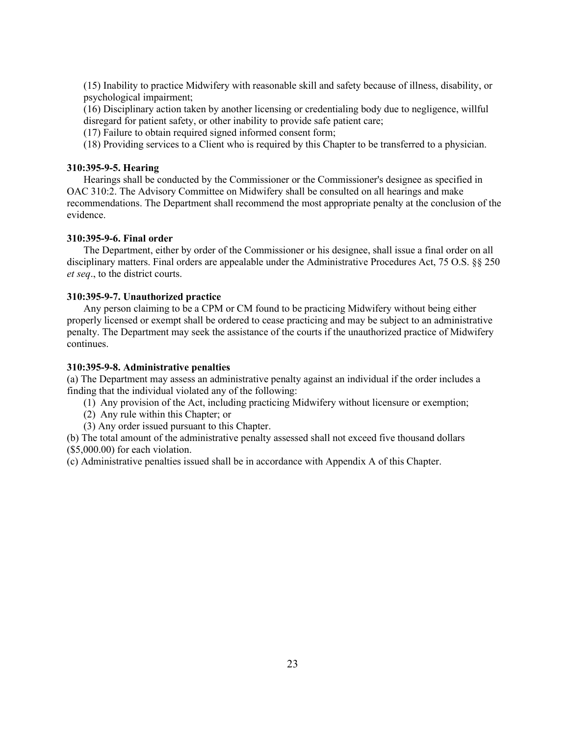(15) Inability to practice Midwifery with reasonable skill and safety because of illness, disability, or psychological impairment;

(16) Disciplinary action taken by another licensing or credentialing body due to negligence, willful disregard for patient safety, or other inability to provide safe patient care;

(17) Failure to obtain required signed informed consent form;

(18) Providing services to a Client who is required by this Chapter to be transferred to a physician.

**310:395-9-5. Hearing**

Hearings shall be conducted by the Commissioner or the Commissioner's designee as specified in OAC 310:2. The Advisory Committee on Midwifery shall be consulted on all hearings and make recommendations. The Department shall recommend the most appropriate penalty at the conclusion of the evidence.

**310:395-9-6. Final order**

The Department, either by order of the Commissioner or his designee, shall issue a final order on all disciplinary matters. Final orders are appealable under the Administrative Procedures Act, 75 O.S. §§ 250 *et seq*., to the district courts.

**310:395-9-7. Unauthorized practice**

Any person claiming to be a CPM or CM found to be practicing Midwifery without being either properly licensed or exempt shall be ordered to cease practicing and may be subject to an administrative penalty. The Department may seek the assistance of the courts if the unauthorized practice of Midwifery continues.

**310:395-9-8. Administrative penalties**

(a) The Department may assess an administrative penalty against an individual if the order includes a finding that the individual violated any of the following:

(1) Any provision of the Act, including practicing Midwifery without licensure or exemption;

(2) Any rule within this Chapter; or

(3) Any order issued pursuant to this Chapter.

(b) The total amount of the administrative penalty assessed shall not exceed five thousand dollars ($5,000.00) for each violation.

(c) Administrative penalties issued shall be in accordance with Appendix A of this Chapter.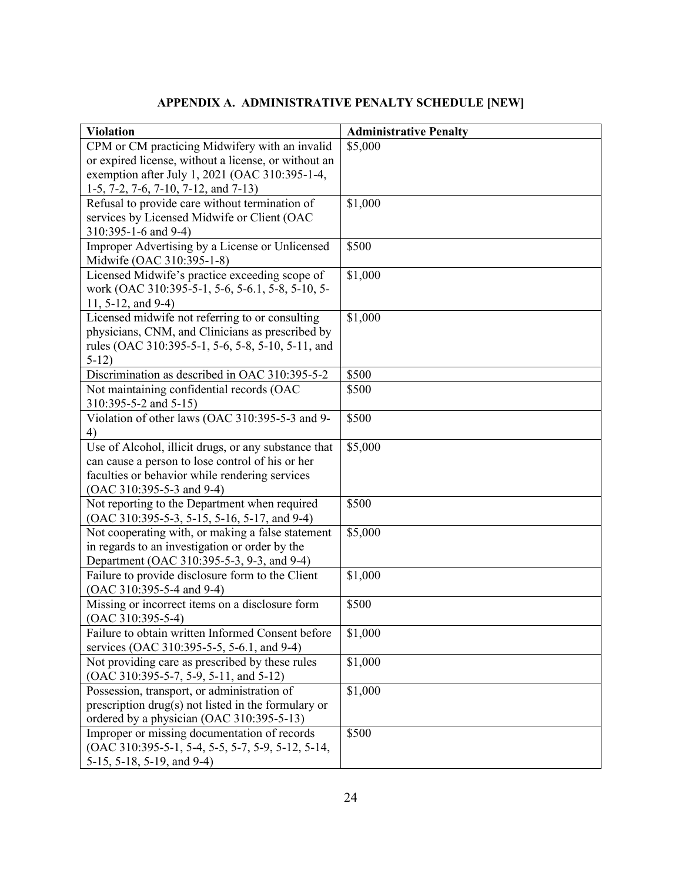## APPENDIX A. ADMINISTRATIVE PENALTY SCHEDULE [NEW]

| Violation | Administrative Penalty |
|---|---|
| CPM or CM practicing Midwifery with an invalid or expired license, without a license, or without an exemption after July 1, 2021 (OAC 310:395-1-4, 1-5, 7-2, 7-6, 7-10, 7-12, and 7-13) | \$5,000 |
| Refusal to provide care without termination of services by Licensed Midwife or Client (OAC 310:395-1-6 and 9-4) | \$1,000 |
| Improper Advertising by a License or Unlicensed Midwife (OAC 310:395-1-8) | \$500 |
| Licensed Midwife's practice exceeding scope of work (OAC 310:395-5-1, 5-6, 5-6.1, 5-8, 5-10, 5-11, 5-12, and 9-4) | \$1,000 |
| Licensed midwife not referring to or consulting physicians, CNM, and Clinicians as prescribed by rules (OAC 310:395-5-1, 5-6, 5-8, 5-10, 5-11, and 5-12) | \$1,000 |
| Discrimination as described in OAC 310:395-5-2 | \$500 |
| Not maintaining confidential records (OAC 310:395-5-2 and 5-15) | \$500 |
| Violation of other laws (OAC 310:395-5-3 and 9-4) | \$500 |
| Use of Alcohol, illicit drugs, or any substance that can cause a person to lose control of his or her faculties or behavior while rendering services (OAC 310:395-5-3 and 9-4) | \$5,000 |
| Not reporting to the Department when required (OAC 310:395-5-3, 5-15, 5-16, 5-17, and 9-4) | \$500 |
| Not cooperating with, or making a false statement in regards to an investigation or order by the Department (OAC 310:395-5-3, 9-3, and 9-4) | \$5,000 |
| Failure to provide disclosure form to the Client (OAC 310:395-5-4 and 9-4) | \$1,000 |
| Missing or incorrect items on a disclosure form (OAC 310:395-5-4) | \$500 |
| Failure to obtain written Informed Consent before services (OAC 310:395-5-5, 5-6.1, and 9-4) | \$1,000 |
| Not providing care as prescribed by these rules (OAC 310:395-5-7, 5-9, 5-11, and 5-12) | \$1,000 |
| Possession, transport, or administration of prescription drug(s) not listed in the formulary or ordered by a physician (OAC 310:395-5-13) | \$1,000 |
| Improper or missing documentation of records (OAC 310:395-5-1, 5-4, 5-5, 5-7, 5-9, 5-12, 5-14, 5-15, 5-18, 5-19, and 9-4) | \$500 |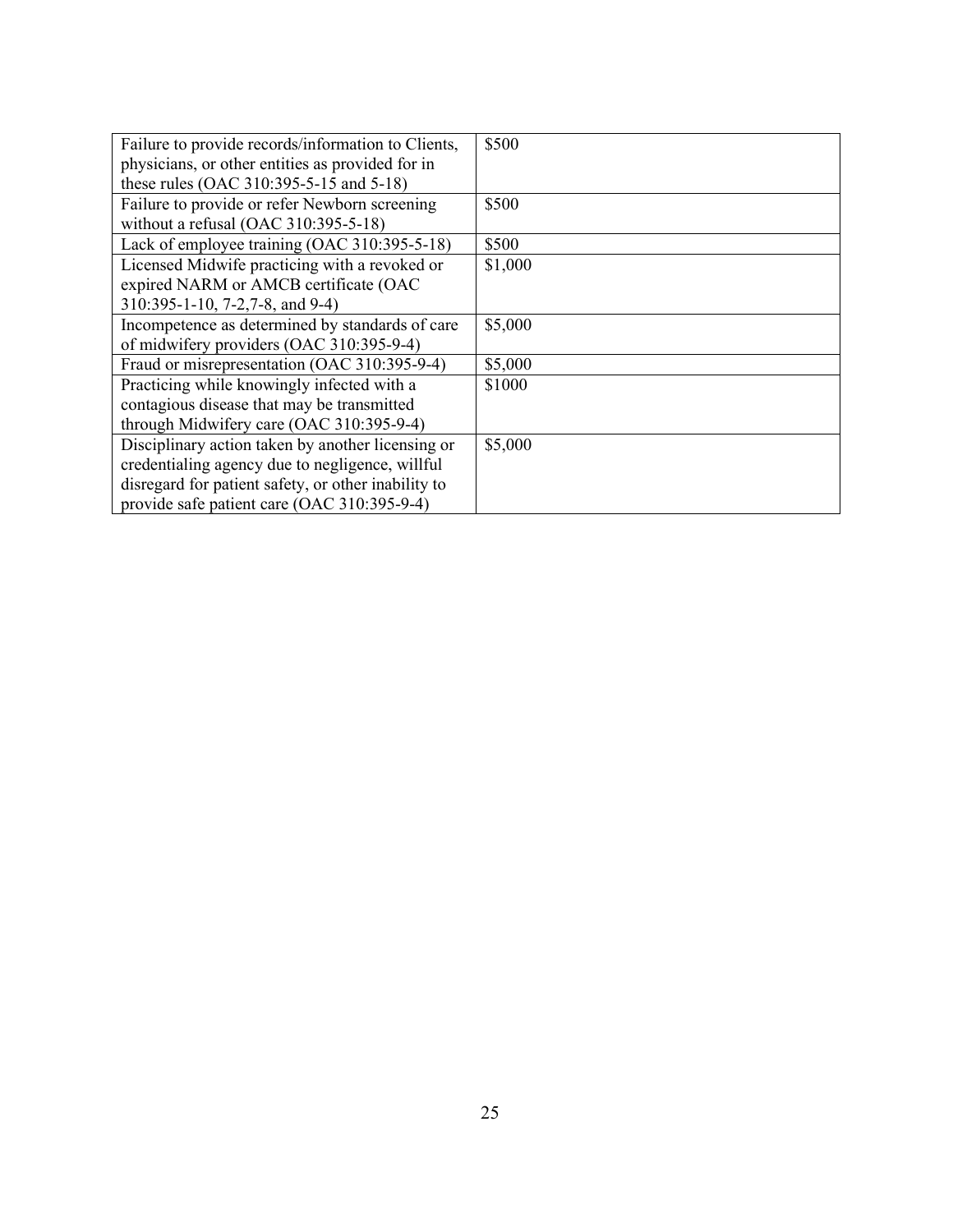| | |
|---|---|
| Failure to provide records/information to Clients, physicians, or other entities as provided for in these rules (OAC 310:395-5-15 and 5-18) | $500 |
| Failure to provide or refer Newborn screening without a refusal (OAC 310:395-5-18) | $500 |
| Lack of employee training (OAC 310:395-5-18) | $500 |
| Licensed Midwife practicing with a revoked or expired NARM or AMCB certificate (OAC 310:395-1-10, 7-2,7-8, and 9-4) | $1,000 |
| Incompetence as determined by standards of care of midwifery providers (OAC 310:395-9-4) | $5,000 |
| Fraud or misrepresentation (OAC 310:395-9-4) | $5,000 |
| Practicing while knowingly infected with a contagious disease that may be transmitted through Midwifery care (OAC 310:395-9-4) | $1000 |
| Disciplinary action taken by another licensing or credentialing agency due to negligence, willful disregard for patient safety, or other inability to provide safe patient care (OAC 310:395-9-4) | $5,000 |